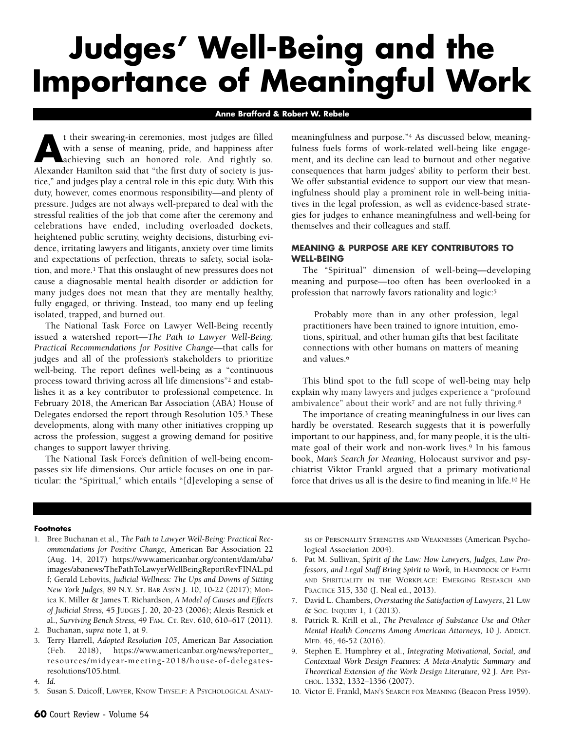# Judges' Well-Being and the Importance of Meaningful Work

**Anne Brafford & Robert W. Rebele**

At their swearing-in ceremonies, most judges are filled with a sense of meaning, pride, and happiness after achieving such an honored role. And rightly so. Alexander Hamilton said that "the first duty of society is justice," and judges play a central role in this epic duty. With this duty, however, comes enormous responsibility—and plenty of pressure. Judges are not always well-prepared to deal with the stressful realities of the job that come after the ceremony and celebrations have ended, including overloaded dockets, heightened public scrutiny, weighty decisions, disturbing evidence, irritating lawyers and litigants, anxiety over time limits and expectations of perfection, threats to safety, social isolation, and more.[1] That this onslaught of new pressures does not cause a diagnosable mental health disorder or addiction for many judges does not mean that they are mentally healthy, fully engaged, or thriving. Instead, too many end up feeling isolated, trapped, and burned out.

The National Task Force on Lawyer Well-Being recently issued a watershed report—*The Path to Lawyer Well-Being: Practical Recommendations for Positive Change*—that calls for judges and all of the profession's stakeholders to prioritize well-being. The report defines well-being as a "continuous process toward thriving across all life dimensions"[2] and establishes it as a key contributor to professional competence. In February 2018, the American Bar Association (ABA) House of Delegates endorsed the report through Resolution 105.[3] These developments, along with many other initiatives cropping up across the profession, suggest a growing demand for positive changes to support lawyer thriving.

The National Task Force's definition of well-being encompasses six life dimensions. Our article focuses on one in particular: the "Spiritual," which entails "[d]eveloping a sense of meaningfulness and purpose."[4] As discussed below, meaningfulness fuels forms of work-related well-being like engagement, and its decline can lead to burnout and other negative consequences that harm judges' ability to perform their best. We offer substantial evidence to support our view that meaningfulness should play a prominent role in well-being initiatives in the legal profession, as well as evidence-based strategies for judges to enhance meaningfulness and well-being for themselves and their colleagues and staff.

## MEANING & PURPOSE ARE KEY CONTRIBUTORS TO WELL-BEING

The "Spiritual" dimension of well-being—developing meaning and purpose—too often has been overlooked in a profession that narrowly favors rationality and logic:[5]

> Probably more than in any other profession, legal practitioners have been trained to ignore intuition, emotions, spiritual, and other human gifts that best facilitate connections with other humans on matters of meaning and values.[6]

This blind spot to the full scope of well-being may help explain why many lawyers and judges experience a "profound ambivalence" about their work[7] and are not fully thriving.[8]

The importance of creating meaningfulness in our lives can hardly be overstated. Research suggests that it is powerfully important to our happiness, and, for many people, it is the ultimate goal of their work and non-work lives.[9] In his famous book, *Man's Search for Meaning*, Holocaust survivor and psychiatrist Viktor Frankl argued that a primary motivational force that drives us all is the desire to find meaning in life.[10] He

---

**Footnotes**

1. Bree Buchanan et al., *The Path to Lawyer Well-Being: Practical Recommendations for Positive Change,* American Bar Association 22 (Aug. 14, 2017) https://www.americanbar.org/content/dam/aba/images/abanews/ThePathToLawyerWellBeingReportRevFINAL.pdf; Gerald Lebovits, *Judicial Wellness: The Ups and Downs of Sitting New York Judges,* 89 N.Y. St. Bar Ass'n J. 10, 10-22 (2017); Monica K. Miller & James T. Richardson, *A Model of Causes and Effects of Judicial Stress,* 45 Judges J. 20, 20-23 (2006); Alexis Resnick et al., *Surviving Bench Stress,* 49 Fam. Ct. Rev. 610, 610–617 (2011).
2. Buchanan, *supra* note 1, at 9.
3. Terry Harrell, *Adopted Resolution 105*, American Bar Association (Feb. 2018), https://www.americanbar.org/news/reporter_resources/midyear-meeting-2018/house-of-delegates-resolutions/105.html.
4. *Id.*
5. Susan S. Daicoff, Lawyer, Know Thyself: A Psychological Analysis of Personality Strengths and Weaknesses (American Psychological Association 2004).
6. Pat M. Sullivan, *Spirit of the Law: How Lawyers, Judges, Law Professors, and Legal Staff Bring Spirit to Work,* in Handbook of Faith and Spirituality in the Workplace: Emerging Research and Practice 315, 330 (J. Neal ed., 2013).
7. David L. Chambers, *Overstating the Satisfaction of Lawyers*, 21 Law & Soc. Inquiry 1, 1 (2013).
8. Patrick R. Krill et al., *The Prevalence of Substance Use and Other Mental Health Concerns Among American Attorneys,* 10 J. Addict. Med. 46, 46-52 (2016).
9. Stephen E. Humphrey et al., *Integrating Motivational, Social, and Contextual Work Design Features: A Meta-Analytic Summary and Theoretical Extension of the Work Design Literature,* 92 J. App. Psychol. 1332, 1332–1356 (2007).
10. Victor E. Frankl, Man's Search for Meaning (Beacon Press 1959).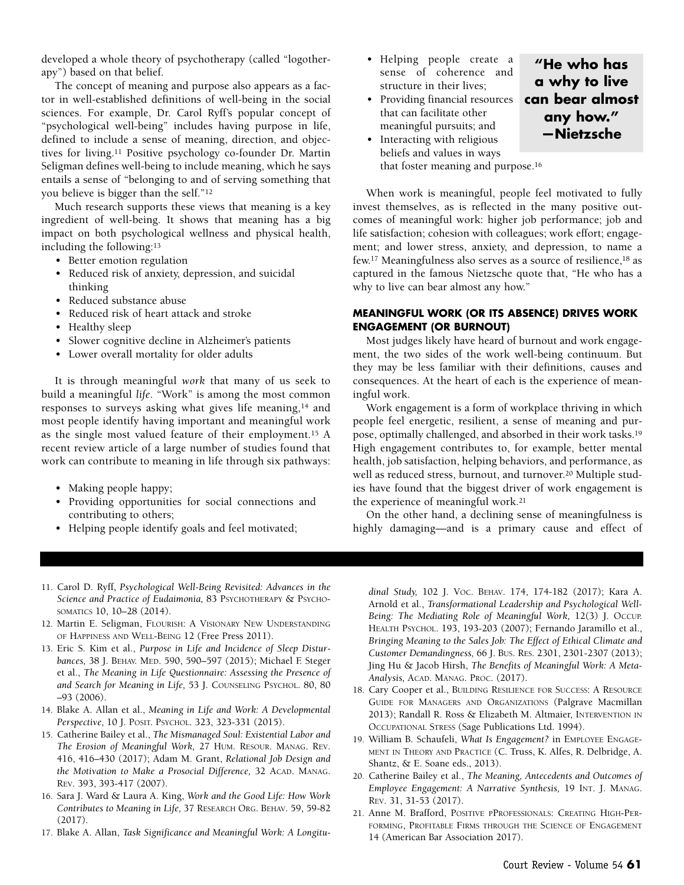developed a whole theory of psychotherapy (called "logotherapy") based on that belief.

The concept of meaning and purpose also appears as a factor in well-established definitions of well-being in the social sciences. For example, Dr. Carol Ryff's popular concept of "psychological well-being" includes having purpose in life, defined to include a sense of meaning, direction, and objectives for living.[11] Positive psychology co-founder Dr. Martin Seligman defines well-being to include meaning, which he says entails a sense of "belonging to and of serving something that you believe is bigger than the self."[12]

Much research supports these views that meaning is a key ingredient of well-being. It shows that meaning has a big impact on both psychological wellness and physical health, including the following:[13]

- Better emotion regulation
- Reduced risk of anxiety, depression, and suicidal thinking
- Reduced substance abuse
- Reduced risk of heart attack and stroke
- Healthy sleep
- Slower cognitive decline in Alzheimer's patients
- Lower overall mortality for older adults

It is through meaningful *work* that many of us seek to build a meaningful *life*. "Work" is among the most common responses to surveys asking what gives life meaning,[14] and most people identify having important and meaningful work as the single most valued feature of their employment.[15] A recent review article of a large number of studies found that work can contribute to meaning in life through six pathways:

- Making people happy;
- Providing opportunities for social connections and contributing to others;
- Helping people identify goals and feel motivated;
- Helping people create a sense of coherence and structure in their lives;
- Providing financial resources that can facilitate other meaningful pursuits; and
- Interacting with religious beliefs and values in ways that foster meaning and purpose.[16]

**"He who has a why to live can bear almost any how." —Nietzsche**

When work is meaningful, people feel motivated to fully invest themselves, as is reflected in the many positive outcomes of meaningful work: higher job performance; job and life satisfaction; cohesion with colleagues; work effort; engagement; and lower stress, anxiety, and depression, to name a few.[17] Meaningfulness also serves as a source of resilience,[18] as captured in the famous Nietzsche quote that, "He who has a why to live can bear almost any how."

## MEANINGFUL WORK (OR ITS ABSENCE) DRIVES WORK ENGAGEMENT (OR BURNOUT)

Most judges likely have heard of burnout and work engagement, the two sides of the work well-being continuum. But they may be less familiar with their definitions, causes and consequences. At the heart of each is the experience of meaningful work.

Work engagement is a form of workplace thriving in which people feel energetic, resilient, a sense of meaning and purpose, optimally challenged, and absorbed in their work tasks.[19] High engagement contributes to, for example, better mental health, job satisfaction, helping behaviors, and performance, as well as reduced stress, burnout, and turnover.[20] Multiple studies have found that the biggest driver of work engagement is the experience of meaningful work.[21]

On the other hand, a declining sense of meaningfulness is highly damaging—and is a primary cause and effect of

---

11. Carol D. Ryff, *Psychological Well-Being Revisited: Advances in the Science and Practice of Eudaimonia,* 83 Psychotherapy & Psychosomatics 10, 10–28 (2014).
12. Martin E. Seligman, Flourish: A Visionary New Understanding of Happiness and Well-Being 12 (Free Press 2011).
13. Eric S. Kim et al., *Purpose in Life and Incidence of Sleep Disturbances,* 38 J. Behav. Med. 590, 590–597 (2015); Michael F. Steger et al., *The Meaning in Life Questionnaire: Assessing the Presence of and Search for Meaning in Life,* 53 J. Counseling Psychol. 80, 80–93 (2006).
14. Blake A. Allan et al., *Meaning in Life and Work: A Developmental Perspective*, 10 J. Posit. Psychol. 323, 323-331 (2015).
15. Catherine Bailey et al., *The Mismanaged Soul: Existential Labor and The Erosion of Meaningful Work,* 27 Hum. Resour. Manag. Rev. 416, 416–430 (2017); Adam M. Grant, *Relational Job Design and the Motivation to Make a Prosocial Difference,* 32 Acad. Manag. Rev. 393, 393-417 (2007).
16. Sara J. Ward & Laura A. King, *Work and the Good Life: How Work Contributes to Meaning in Life,* 37 Research Org. Behav. 59, 59-82 (2017).
17. Blake A. Allan, *Task Significance and Meaningful Work: A Longitudinal Study,* 102 J. Voc. Behav. 174, 174-182 (2017); Kara A. Arnold et al., *Transformational Leadership and Psychological Well-Being: The Mediating Role of Meaningful Work,* 12(3) J. Occup. Health Psychol. 193, 193-203 (2007); Fernando Jaramillo et al., *Bringing Meaning to the Sales Job: The Effect of Ethical Climate and Customer Demandingness,* 66 J. Bus. Res. 2301, 2301-2307 (2013); Jing Hu & Jacob Hirsh, *The Benefits of Meaningful Work: A Meta-Analysis,* Acad. Manag. Proc. (2017).
18. Cary Cooper et al., Building Resilience for Success: A Resource Guide for Managers and Organizations (Palgrave Macmillan 2013); Randall R. Ross & Elizabeth M. Altmaier, Intervention in Occupational Stress (Sage Publications Ltd. 1994).
19. William B. Schaufeli, *What Is Engagement?* in Employee Engagement in Theory and Practice (C. Truss, K. Alfes, R. Delbridge, A. Shantz, & E. Soane eds., 2013).
20. Catherine Bailey et al., *The Meaning, Antecedents and Outcomes of Employee Engagement: A Narrative Synthesis,* 19 Int. J. Manag. Rev. 31, 31-53 (2017).
21. Anne M. Brafford, Positive pProfessionals: Creating High-Performing, Profitable Firms through the Science of Engagement 14 (American Bar Association 2017).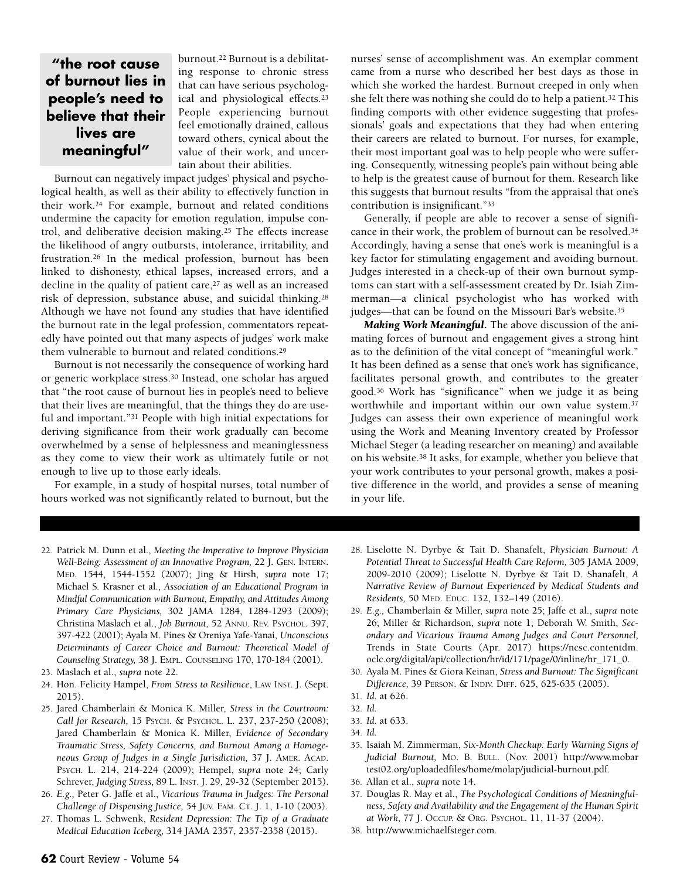> **"the root cause of burnout lies in people's need to believe that their lives are meaningful"**

burnout.[22] Burnout is a debilitating response to chronic stress that can have serious psychological and physiological effects.[23] People experiencing burnout feel emotionally drained, callous toward others, cynical about the value of their work, and uncertain about their abilities.

Burnout can negatively impact judges' physical and psychological health, as well as their ability to effectively function in their work.[24] For example, burnout and related conditions undermine the capacity for emotion regulation, impulse control, and deliberative decision making.[25] The effects increase the likelihood of angry outbursts, intolerance, irritability, and frustration.[26] In the medical profession, burnout has been linked to dishonesty, ethical lapses, increased errors, and a decline in the quality of patient care,[27] as well as an increased risk of depression, substance abuse, and suicidal thinking.[28] Although we have not found any studies that have identified the burnout rate in the legal profession, commentators repeatedly have pointed out that many aspects of judges' work make them vulnerable to burnout and related conditions.[29]

Burnout is not necessarily the consequence of working hard or generic workplace stress.[30] Instead, one scholar has argued that "the root cause of burnout lies in people's need to believe that their lives are meaningful, that the things they do are useful and important."[31] People with high initial expectations for deriving significance from their work gradually can become overwhelmed by a sense of helplessness and meaninglessness as they come to view their work as ultimately futile or not enough to live up to those early ideals.

For example, in a study of hospital nurses, total number of hours worked was not significantly related to burnout, but the nurses' sense of accomplishment was. An exemplar comment came from a nurse who described her best days as those in which she worked the hardest. Burnout crept in only when she felt there was nothing she could do to help a patient.[32] This finding comports with other evidence suggesting that professionals' goals and expectations that they had when entering their careers are related to burnout. For nurses, for example, their most important goal was to help people who were suffering. Consequently, witnessing people's pain without being able to help is the greatest cause of burnout for them. Research like this suggests that burnout results "from the appraisal that one's contribution is insignificant."[33]

Generally, if people are able to recover a sense of significance in their work, the problem of burnout can be resolved.[34] Accordingly, having a sense that one's work is meaningful is a key factor for stimulating engagement and avoiding burnout. Judges interested in a check-up of their own burnout symptoms can start with a self-assessment created by Dr. Isiah Zimmerman—a clinical psychologist who has worked with judges—that can be found on the Missouri Bar's website.[35]

***Making Work Meaningful.*** The above discussion of the animating forces of burnout and engagement gives a strong hint as to the definition of the vital concept of "meaningful work." It has been defined as a sense that one's work has significance, facilitates personal growth, and contributes to the greater good.[36] Work has "significance" when we judge it as being worthwhile and important within our own value system.[37] Judges can assess their own experience of meaningful work using the Work and Meaning Inventory created by Professor Michael Steger (a leading researcher on meaning) and available on his website.[38] It asks, for example, whether you believe that your work contributes to your personal growth, makes a positive difference in the world, and provides a sense of meaning in your life.

---

22. Patrick M. Dunn et al., *Meeting the Imperative to Improve Physician Well-Being: Assessment of an Innovative Program,* 22 J. GEN. INTERN. MED. 1544, 1544-1552 (2007); Jing & Hirsh, *supra* note 17; Michael S. Krasner et al., *Association of an Educational Program in Mindful Communication with Burnout, Empathy, and Attitudes Among Primary Care Physicians,* 302 JAMA 1284, 1284-1293 (2009); Christina Maslach et al., *Job Burnout,* 52 ANNU. REV. PSYCHOL. 397, 397-422 (2001); Ayala M. Pines & Oreniya Yafe-Yanai, *Unconscious Determinants of Career Choice and Burnout: Theoretical Model of Counseling Strategy,* 38 J. EMPL. COUNSELING 170, 170-184 (2001).
23. Maslach et al., *supra* note 22.
24. Hon. Felicity Hampel, *From Stress to Resilience*, LAW INST. J. (Sept. 2015).
25. Jared Chamberlain & Monica K. Miller, *Stress in the Courtroom: Call for Research,* 15 PSYCH. & PSYCHOL. L. 237, 237-250 (2008); Jared Chamberlain & Monica K. Miller, *Evidence of Secondary Traumatic Stress, Safety Concerns, and Burnout Among a Homogeneous Group of Judges in a Single Jurisdiction,* 37 J. AMER. ACAD. PSYCH. L. 214, 214-224 (2009); Hempel, *supra* note 24; Carly Schrever, *Judging Stress,* 89 L. INST. J. 29, 29-32 (September 2015).
26. *E.g.,* Peter G. Jaffe et al., *Vicarious Trauma in Judges: The Personal Challenge of Dispensing Justice,* 54 JUV. FAM. CT. J. 1, 1-10 (2003).
27. Thomas L. Schwenk, *Resident Depression: The Tip of a Graduate Medical Education Iceberg,* 314 JAMA 2357, 2357-2358 (2015).
28. Liselotte N. Dyrbye & Tait D. Shanafelt, *Physician Burnout: A Potential Threat to Successful Health Care Reform,* 305 JAMA 2009, 2009-2010 (2009); Liselotte N. Dyrbye & Tait D. Shanafelt, *A Narrative Review of Burnout Experienced by Medical Students and Residents,* 50 MED. EDUC. 132, 132–149 (2016).
29. *E.g.,* Chamberlain & Miller, *supra* note 25; Jaffe et al., *supra* note 26; Miller & Richardson, *supra* note 1; Deborah W. Smith, *Secondary and Vicarious Trauma Among Judges and Court Personnel,* Trends in State Courts (Apr. 2017) https://ncsc.contentdm.oclc.org/digital/api/collection/hr/id/171/page/0/inline/hr_171_0.
30. Ayala M. Pines & Giora Keinan, *Stress and Burnout: The Significant Difference,* 39 PERSON. & INDIV. DIFF. 625, 625-635 (2005).
31. *Id.* at 626.
32. *Id.*
33. *Id.* at 633.
34. *Id.*
35. Isaiah M. Zimmerman, *Six-Month Checkup: Early Warning Signs of Judicial Burnout,* MO. B. BULL. (Nov. 2001) http://www.mobartest02.org/uploadedfiles/home/molap/judicial-burnout.pdf.
36. Allan et al., *supra* note 14.
37. Douglas R. May et al., *The Psychological Conditions of Meaningfulness, Safety and Availability and the Engagement of the Human Spirit at Work,* 77 J. OCCUP. & ORG. PSYCHOL. 11, 11-37 (2004).
38. http://www.michaelfsteger.com.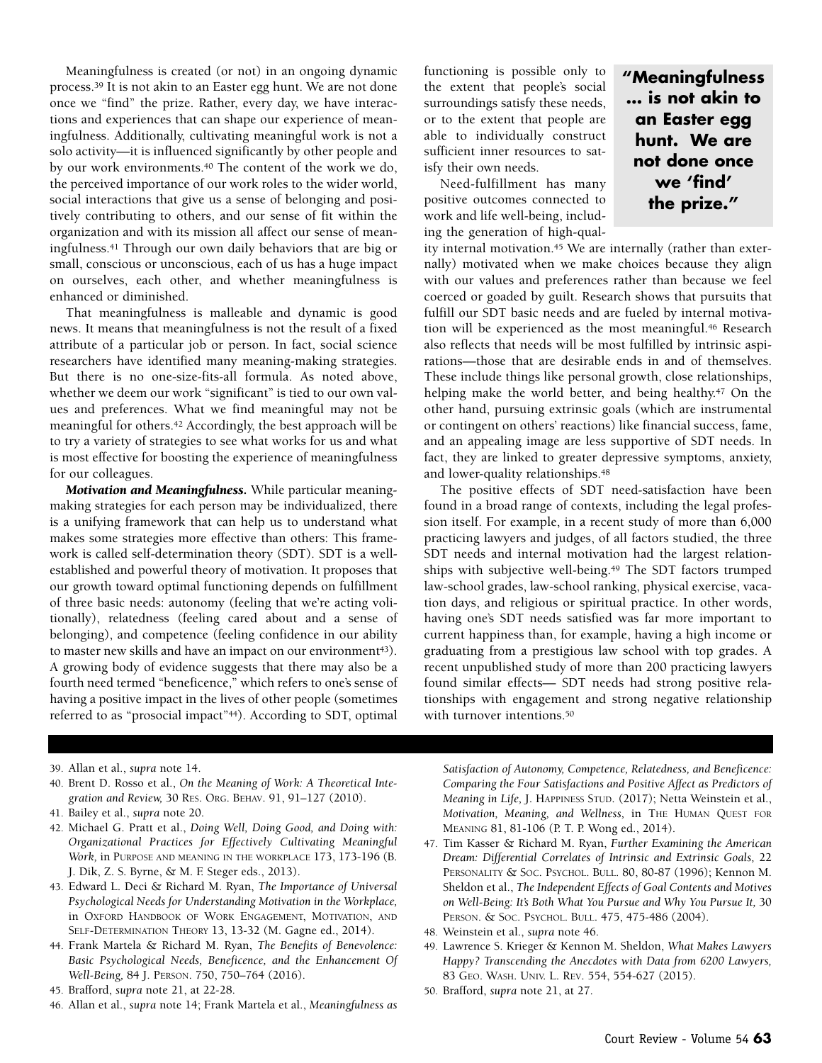Meaningfulness is created (or not) in an ongoing dynamic process.[39] It is not akin to an Easter egg hunt. We are not done once we "find" the prize. Rather, every day, we have interactions and experiences that can shape our experience of meaningfulness. Additionally, cultivating meaningful work is not a solo activity—it is influenced significantly by other people and by our work environments.[40] The content of the work we do, the perceived importance of our work roles to the wider world, social interactions that give us a sense of belonging and positively contributing to others, and our sense of fit within the organization and with its mission all affect our sense of meaningfulness.[41] Through our own daily behaviors that are big or small, conscious or unconscious, each of us has a huge impact on ourselves, each other, and whether meaningfulness is enhanced or diminished.

That meaningfulness is malleable and dynamic is good news. It means that meaningfulness is not the result of a fixed attribute of a particular job or person. In fact, social science researchers have identified many meaning-making strategies. But there is no one-size-fits-all formula. As noted above, whether we deem our work "significant" is tied to our own values and preferences. What we find meaningful may not be meaningful for others.[42] Accordingly, the best approach will be to try a variety of strategies to see what works for us and what is most effective for boosting the experience of meaningfulness for our colleagues.

***Motivation and Meaningfulness.*** While particular meaning-making strategies for each person may be individualized, there is a unifying framework that can help us to understand what makes some strategies more effective than others: This framework is called self-determination theory (SDT). SDT is a well-established and powerful theory of motivation. It proposes that our growth toward optimal functioning depends on fulfillment of three basic needs: autonomy (feeling that we're acting volitionally), relatedness (feeling cared about and a sense of belonging), and competence (feeling confidence in our ability to master new skills and have an impact on our environment[43]). A growing body of evidence suggests that there may also be a fourth need termed "beneficence," which refers to one's sense of having a positive impact in the lives of other people (sometimes referred to as "prosocial impact"[44]). According to SDT, optimal functioning is possible only to the extent that people's social surroundings satisfy these needs, or to the extent that people are able to individually construct sufficient inner resources to satisfy their own needs.

> **"Meaningfulness ... is not akin to an Easter egg hunt. We are not done once we 'find' the prize."**

Need-fulfillment has many positive outcomes connected to work and life well-being, including the generation of high-quality internal motivation.[45] We are internally (rather than externally) motivated when we make choices because they align with our values and preferences rather than because we feel coerced or goaded by guilt. Research shows that pursuits that fulfill our SDT basic needs and are fueled by internal motivation will be experienced as the most meaningful.[46] Research also reflects that needs will be most fulfilled by intrinsic aspirations—those that are desirable ends in and of themselves. These include things like personal growth, close relationships, helping make the world better, and being healthy.[47] On the other hand, pursuing extrinsic goals (which are instrumental or contingent on others' reactions) like financial success, fame, and an appealing image are less supportive of SDT needs. In fact, they are linked to greater depressive symptoms, anxiety, and lower-quality relationships.[48]

The positive effects of SDT need-satisfaction have been found in a broad range of contexts, including the legal profession itself. For example, in a recent study of more than 6,000 practicing lawyers and judges, of all factors studied, the three SDT needs and internal motivation had the largest relationships with subjective well-being.[49] The SDT factors trumped law-school grades, law-school ranking, physical exercise, vacation days, and religious or spiritual practice. In other words, having one's SDT needs satisfied was far more important to current happiness than, for example, having a high income or graduating from a prestigious law school with top grades. A recent unpublished study of more than 200 practicing lawyers found similar effects— SDT needs had strong positive relationships with engagement and strong negative relationship with turnover intentions.[50]

---

39. Allan et al., *supra* note 14.
40. Brent D. Rosso et al., *On the Meaning of Work: A Theoretical Integration and Review,* 30 Res. Org. Behav. 91, 91–127 (2010).
41. Bailey et al., *supra* note 20.
42. Michael G. Pratt et al., *Doing Well, Doing Good, and Doing with: Organizational Practices for Effectively Cultivating Meaningful Work,* in Purpose and meaning in the workplace 173, 173-196 (B. J. Dik, Z. S. Byrne, & M. F. Steger eds., 2013).
43. Edward L. Deci & Richard M. Ryan, *The Importance of Universal Psychological Needs for Understanding Motivation in the Workplace,* in Oxford Handbook of Work Engagement, Motivation, and Self-Determination Theory 13, 13-32 (M. Gagne ed., 2014).
44. Frank Martela & Richard M. Ryan, *The Benefits of Benevolence: Basic Psychological Needs, Beneficence, and the Enhancement Of Well-Being,* 84 J. Person. 750, 750–764 (2016).
45. Brafford, *supra* note 21, at 22-28.
46. Allan et al., *supra* note 14; Frank Martela et al., *Meaningfulness as Satisfaction of Autonomy, Competence, Relatedness, and Beneficence: Comparing the Four Satisfactions and Positive Affect as Predictors of Meaning in Life,* J. Happiness Stud. (2017); Netta Weinstein et al., *Motivation, Meaning, and Wellness,* in The Human Quest for Meaning 81, 81-106 (P. T. P. Wong ed., 2014).
47. Tim Kasser & Richard M. Ryan, *Further Examining the American Dream: Differential Correlates of Intrinsic and Extrinsic Goals,* 22 Personality & Soc. Psychol. Bull. 80, 80-87 (1996); Kennon M. Sheldon et al., *The Independent Effects of Goal Contents and Motives on Well-Being: It's Both What You Pursue and Why You Pursue It,* 30 Person. & Soc. Psychol. Bull. 475, 475-486 (2004).
48. Weinstein et al., *supra* note 46.
49. Lawrence S. Krieger & Kennon M. Sheldon, *What Makes Lawyers Happy? Transcending the Anecdotes with Data from 6200 Lawyers,* 83 Geo. Wash. Univ. L. Rev. 554, 554-627 (2015).
50. Brafford, *supra* note 21, at 27.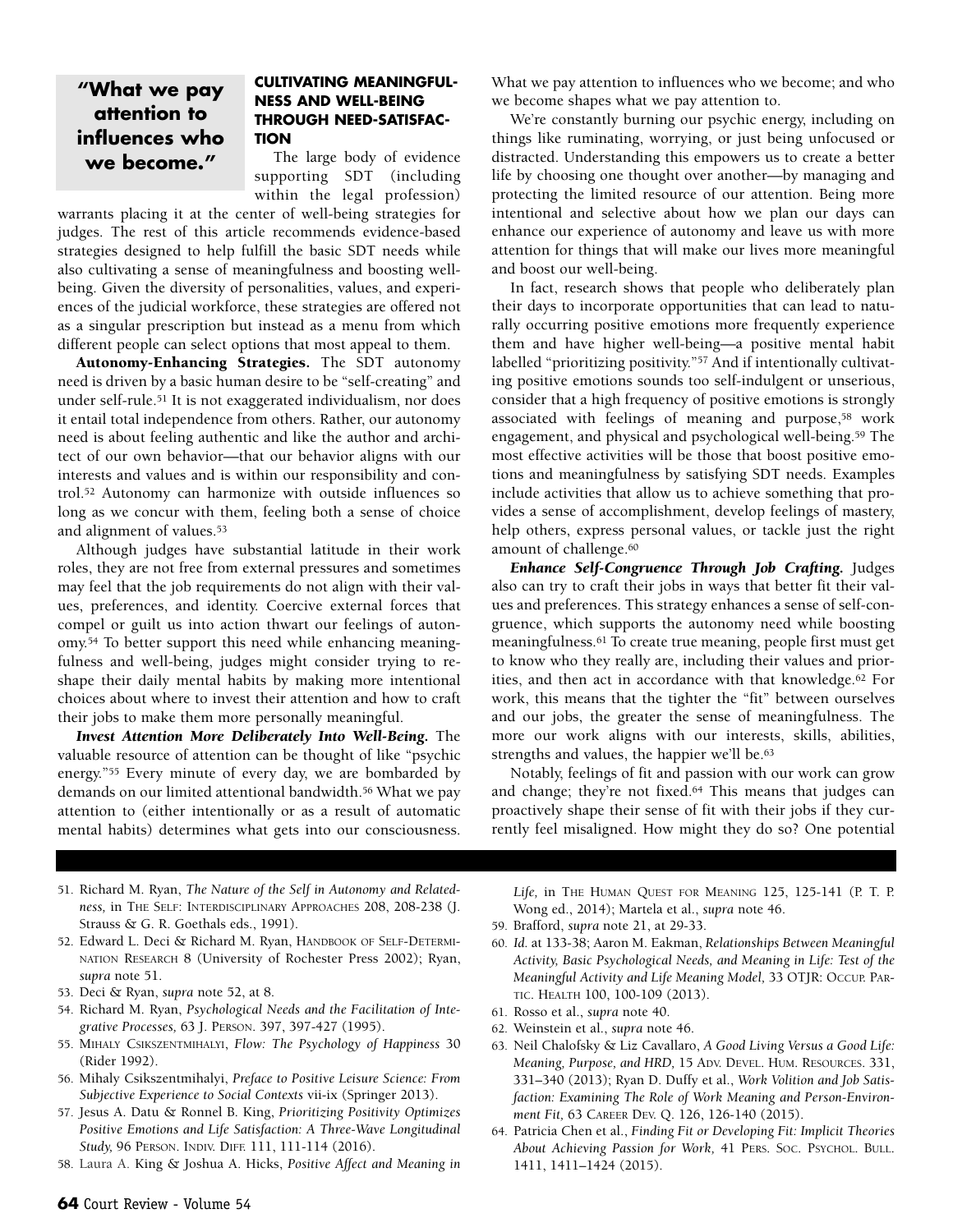> **"What we pay attention to influences who we become."**

### CULTIVATING MEANINGFULNESS AND WELL-BEING THROUGH NEED-SATISFACTION

The large body of evidence supporting SDT (including within the legal profession) warrants placing it at the center of well-being strategies for judges. The rest of this article recommends evidence-based strategies designed to help fulfill the basic SDT needs while also cultivating a sense of meaningfulness and boosting well-being. Given the diversity of personalities, values, and experiences of the judicial workforce, these strategies are offered not as a singular prescription but instead as a menu from which different people can select options that most appeal to them.

**Autonomy-Enhancing Strategies.** The SDT autonomy need is driven by a basic human desire to be "self-creating" and under self-rule.[51] It is not exaggerated individualism, nor does it entail total independence from others. Rather, our autonomy need is about feeling authentic and like the author and architect of our own behavior—that our behavior aligns with our interests and values and is within our responsibility and control.[52] Autonomy can harmonize with outside influences so long as we concur with them, feeling both a sense of choice and alignment of values.[53]

Although judges have substantial latitude in their work roles, they are not free from external pressures and sometimes may feel that the job requirements do not align with their values, preferences, and identity. Coercive external forces that compel or guilt us into action thwart our feelings of autonomy.[54] To better support this need while enhancing meaningfulness and well-being, judges might consider trying to reshape their daily mental habits by making more intentional choices about where to invest their attention and how to craft their jobs to make them more personally meaningful.

***Invest Attention More Deliberately Into Well-Being.*** The valuable resource of attention can be thought of like "psychic energy."[55] Every minute of every day, we are bombarded by demands on our limited attentional bandwidth.[56] What we pay attention to (either intentionally or as a result of automatic mental habits) determines what gets into our consciousness. What we pay attention to influences who we become; and who we become shapes what we pay attention to.

We're constantly burning our psychic energy, including on things like ruminating, worrying, or just being unfocused or distracted. Understanding this empowers us to create a better life by choosing one thought over another—by managing and protecting the limited resource of our attention. Being more intentional and selective about how we plan our days can enhance our experience of autonomy and leave us with more attention for things that will make our lives more meaningful and boost our well-being.

In fact, research shows that people who deliberately plan their days to incorporate opportunities that can lead to naturally occurring positive emotions more frequently experience them and have higher well-being—a positive mental habit labelled "prioritizing positivity."[57] And if intentionally cultivating positive emotions sounds too self-indulgent or unserious, consider that a high frequency of positive emotions is strongly associated with feelings of meaning and purpose,[58] work engagement, and physical and psychological well-being.[59] The most effective activities will be those that boost positive emotions and meaningfulness by satisfying SDT needs. Examples include activities that allow us to achieve something that provides a sense of accomplishment, develop feelings of mastery, help others, express personal values, or tackle just the right amount of challenge.[60]

***Enhance Self-Congruence Through Job Crafting.*** Judges also can try to craft their jobs in ways that better fit their values and preferences. This strategy enhances a sense of self-congruence, which supports the autonomy need while boosting meaningfulness.[61] To create true meaning, people first must get to know who they really are, including their values and priorities, and then act in accordance with that knowledge.[62] For work, this means that the tighter the "fit" between ourselves and our jobs, the greater the sense of meaningfulness. The more our work aligns with our interests, skills, abilities, strengths and values, the happier we'll be.[63]

Notably, feelings of fit and passion with our work can grow and change; they're not fixed.[64] This means that judges can proactively shape their sense of fit with their jobs if they currently feel misaligned. How might they do so? One potential

---

51. Richard M. Ryan, *The Nature of the Self in Autonomy and Relatedness,* in THE SELF: INTERDISCIPLINARY APPROACHES 208, 208-238 (J. Strauss & G. R. Goethals eds., 1991).
52. Edward L. Deci & Richard M. Ryan, HANDBOOK OF SELF-DETERMINATION RESEARCH 8 (University of Rochester Press 2002); Ryan, *supra* note 51.
53. Deci & Ryan, *supra* note 52, at 8.
54. Richard M. Ryan, *Psychological Needs and the Facilitation of Integrative Processes,* 63 J. PERSON. 397, 397-427 (1995).
55. MIHALY CSIKSZENTMIHALYI, *Flow: The Psychology of Happiness* 30 (Rider 1992).
56. Mihaly Csikszentmihalyi, *Preface to Positive Leisure Science: From Subjective Experience to Social Contexts* vii-ix (Springer 2013).
57. Jesus A. Datu & Ronnel B. King, *Prioritizing Positivity Optimizes Positive Emotions and Life Satisfaction: A Three-Wave Longitudinal Study,* 96 PERSON. INDIV. DIFF. 111, 111-114 (2016).
58. Laura A. King & Joshua A. Hicks, *Positive Affect and Meaning in Life,* in THE HUMAN QUEST FOR MEANING 125, 125-141 (P. T. P. Wong ed., 2014); Martela et al., *supra* note 46.
59. Brafford, *supra* note 21, at 29-33.
60. *Id.* at 133-38; Aaron M. Eakman, *Relationships Between Meaningful Activity, Basic Psychological Needs, and Meaning in Life: Test of the Meaningful Activity and Life Meaning Model,* 33 OTJR: OCCUP. PARTIC. HEALTH 100, 100-109 (2013).
61. Rosso et al., *supra* note 40.
62. Weinstein et al., *supra* note 46.
63. Neil Chalofsky & Liz Cavallaro, *A Good Living Versus a Good Life: Meaning, Purpose, and HRD,* 15 ADV. DEVEL. HUM. RESOURCES. 331, 331–340 (2013); Ryan D. Duffy et al., *Work Volition and Job Satisfaction: Examining The Role of Work Meaning and Person-Environment Fit,* 63 CAREER DEV. Q. 126, 126-140 (2015).
64. Patricia Chen et al., *Finding Fit or Developing Fit: Implicit Theories About Achieving Passion for Work,* 41 PERS. SOC. PSYCHOL. BULL. 1411, 1411–1424 (2015).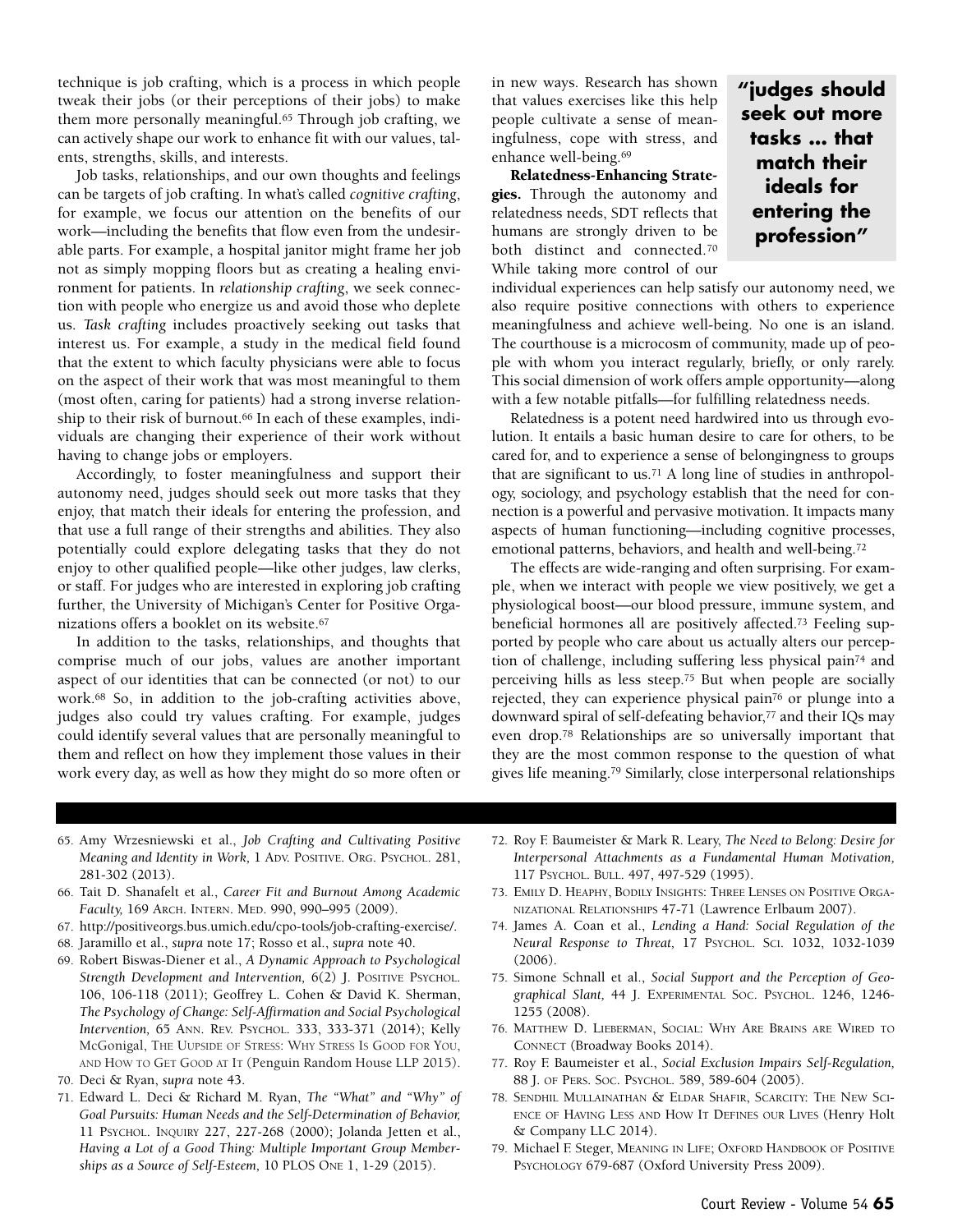technique is job crafting, which is a process in which people tweak their jobs (or their perceptions of their jobs) to make them more personally meaningful.[65] Through job crafting, we can actively shape our work to enhance fit with our values, talents, strengths, skills, and interests.

Job tasks, relationships, and our own thoughts and feelings can be targets of job crafting. In what's called *cognitive crafting*, for example, we focus our attention on the benefits of our work—including the benefits that flow even from the undesirable parts. For example, a hospital janitor might frame her job not as simply mopping floors but as creating a healing environment for patients. In *relationship crafting*, we seek connection with people who energize us and avoid those who deplete us. *Task crafting* includes proactively seeking out tasks that interest us. For example, a study in the medical field found that the extent to which faculty physicians were able to focus on the aspect of their work that was most meaningful to them (most often, caring for patients) had a strong inverse relationship to their risk of burnout.[66] In each of these examples, individuals are changing their experience of their work without having to change jobs or employers.

Accordingly, to foster meaningfulness and support their autonomy need, judges should seek out more tasks that they enjoy, that match their ideals for entering the profession, and that use a full range of their strengths and abilities. They also potentially could explore delegating tasks that they do not enjoy to other qualified people—like other judges, law clerks, or staff. For judges who are interested in exploring job crafting further, the University of Michigan's Center for Positive Organizations offers a booklet on its website.[67]

In addition to the tasks, relationships, and thoughts that comprise much of our jobs, values are another important aspect of our identities that can be connected (or not) to our work.[68] So, in addition to the job-crafting activities above, judges also could try values crafting. For example, judges could identify several values that are personally meaningful to them and reflect on how they implement those values in their work every day, as well as how they might do so more often or in new ways. Research has shown that values exercises like this help people cultivate a sense of meaningfulness, cope with stress, and enhance well-being.[69]

> **"judges should seek out more tasks ... that match their ideals for entering the profession"**

**Relatedness-Enhancing Strategies.** Through the autonomy and relatedness needs, SDT reflects that humans are strongly driven to be both distinct and connected.[70] While taking more control of our individual experiences can help satisfy our autonomy need, we also require positive connections with others to experience meaningfulness and achieve well-being. No one is an island. The courthouse is a microcosm of community, made up of people with whom you interact regularly, briefly, or only rarely. This social dimension of work offers ample opportunity—along with a few notable pitfalls—for fulfilling relatedness needs.

Relatedness is a potent need hardwired into us through evolution. It entails a basic human desire to care for others, to be cared for, and to experience a sense of belongingness to groups that are significant to us.[71] A long line of studies in anthropology, sociology, and psychology establish that the need for connection is a powerful and pervasive motivation. It impacts many aspects of human functioning—including cognitive processes, emotional patterns, behaviors, and health and well-being.[72]

The effects are wide-ranging and often surprising. For example, when we interact with people we view positively, we get a physiological boost—our blood pressure, immune system, and beneficial hormones all are positively affected.[73] Feeling supported by people who care about us actually alters our perception of challenge, including suffering less physical pain[74] and perceiving hills as less steep.[75] But when people are socially rejected, they can experience physical pain[76] or plunge into a downward spiral of self-defeating behavior,[77] and their IQs may even drop.[78] Relationships are so universally important that they are the most common response to the question of what gives life meaning.[79] Similarly, close interpersonal relationships

---

65. Amy Wrzesniewski et al., *Job Crafting and Cultivating Positive Meaning and Identity in Work,* 1 Adv. Positive. Org. Psychol. 281, 281-302 (2013).
66. Tait D. Shanafelt et al., *Career Fit and Burnout Among Academic Faculty,* 169 Arch. Intern. Med. 990, 990–995 (2009).
67. http://positiveorgs.bus.umich.edu/cpo-tools/job-crafting-exercise/.
68. Jaramillo et al., *supra* note 17; Rosso et al., *supra* note 40.
69. Robert Biswas-Diener et al., *A Dynamic Approach to Psychological Strength Development and Intervention,* 6(2) J. Positive Psychol. 106, 106-118 (2011); Geoffrey L. Cohen & David K. Sherman, *The Psychology of Change: Self-Affirmation and Social Psychological Intervention,* 65 Ann. Rev. Psychol. 333, 333-371 (2014); Kelly McGonigal, The Uupside of Stress: Why Stress Is Good for You, and How to Get Good at It (Penguin Random House LLP 2015).
70. Deci & Ryan, *supra* note 43.
71. Edward L. Deci & Richard M. Ryan, *The "What" and "Why" of Goal Pursuits: Human Needs and the Self-Determination of Behavior,* 11 Psychol. Inquiry 227, 227-268 (2000); Jolanda Jetten et al., *Having a Lot of a Good Thing: Multiple Important Group Memberships as a Source of Self-Esteem,* 10 PLOS One 1, 1-29 (2015).
72. Roy F. Baumeister & Mark R. Leary, *The Need to Belong: Desire for Interpersonal Attachments as a Fundamental Human Motivation,* 117 Psychol. Bull. 497, 497-529 (1995).
73. Emily D. Heaphy, Bodily Insights: Three Lenses on Positive Organizational Relationships 47-71 (Lawrence Erlbaum 2007).
74. James A. Coan et al., *Lending a Hand: Social Regulation of the Neural Response to Threat,* 17 Psychol. Sci. 1032, 1032-1039 (2006).
75. Simone Schnall et al., *Social Support and the Perception of Geographical Slant,* 44 J. Experimental Soc. Psychol. 1246, 1246-1255 (2008).
76. Matthew D. Lieberman, Social: Why Are Brains are Wired to Connect (Broadway Books 2014).
77. Roy F. Baumeister et al., *Social Exclusion Impairs Self-Regulation,* 88 J. of Pers. Soc. Psychol. 589, 589-604 (2005).
78. Sendhil Mullainathan & Eldar Shafir, Scarcity: The New Science of Having Less and How It Defines our Lives (Henry Holt & Company LLC 2014).
79. Michael F. Steger, Meaning in Life; Oxford Handbook of Positive Psychology 679-687 (Oxford University Press 2009).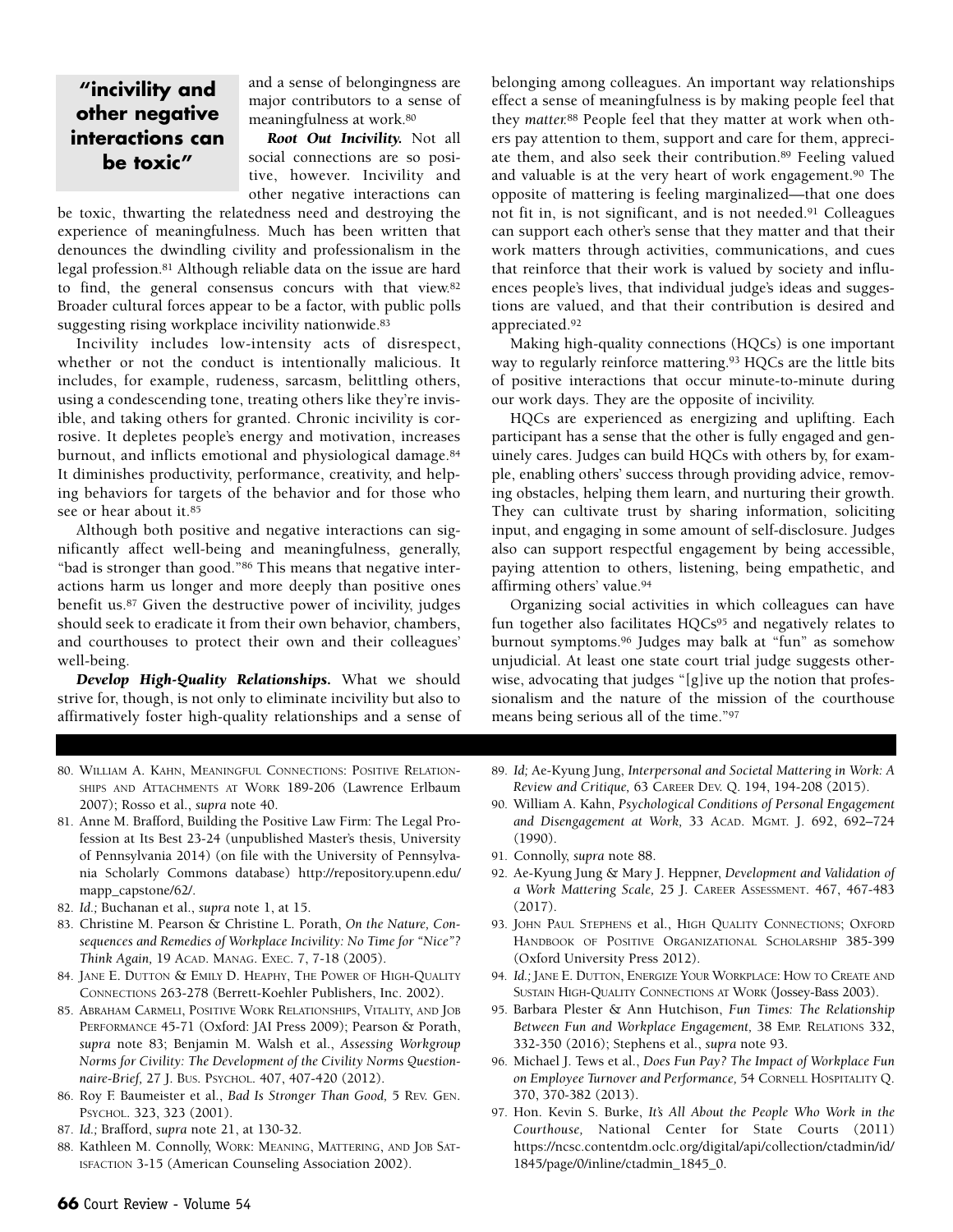> **"incivility and other negative interactions can be toxic"**

and a sense of belongingness are major contributors to a sense of meaningfulness at work.[80]

***Root Out Incivility.*** Not all social connections are so positive, however. Incivility and other negative interactions can be toxic, thwarting the relatedness need and destroying the experience of meaningfulness. Much has been written that denounces the dwindling civility and professionalism in the legal profession.[81] Although reliable data on the issue are hard to find, the general consensus concurs with that view.[82] Broader cultural forces appear to be a factor, with public polls suggesting rising workplace incivility nationwide.[83]

Incivility includes low-intensity acts of disrespect, whether or not the conduct is intentionally malicious. It includes, for example, rudeness, sarcasm, belittling others, using a condescending tone, treating others like they're invisible, and taking others for granted. Chronic incivility is corrosive. It depletes people's energy and motivation, increases burnout, and inflicts emotional and physiological damage.[84] It diminishes productivity, performance, creativity, and helping behaviors for targets of the behavior and for those who see or hear about it.[85]

Although both positive and negative interactions can significantly affect well-being and meaningfulness, generally, "bad is stronger than good."[86] This means that negative interactions harm us longer and more deeply than positive ones benefit us.[87] Given the destructive power of incivility, judges should seek to eradicate it from their own behavior, chambers, and courthouses to protect their own and their colleagues' well-being.

***Develop High-Quality Relationships.*** What we should strive for, though, is not only to eliminate incivility but also to affirmatively foster high-quality relationships and a sense of belonging among colleagues. An important way relationships effect a sense of meaningfulness is by making people feel that they *matter.*[88] People feel that they matter at work when others pay attention to them, support and care for them, appreciate them, and also seek their contribution.[89] Feeling valued and valuable is at the very heart of work engagement.[90] The opposite of mattering is feeling marginalized—that one does not fit in, is not significant, and is not needed.[91] Colleagues can support each other's sense that they matter and that their work matters through activities, communications, and cues that reinforce that their work is valued by society and influences people's lives, that individual judge's ideas and suggestions are valued, and that their contribution is desired and appreciated.[92]

Making high-quality connections (HQCs) is one important way to regularly reinforce mattering.[93] HQCs are the little bits of positive interactions that occur minute-to-minute during our work days. They are the opposite of incivility.

HQCs are experienced as energizing and uplifting. Each participant has a sense that the other is fully engaged and genuinely cares. Judges can build HQCs with others by, for example, enabling others' success through providing advice, removing obstacles, helping them learn, and nurturing their growth. They can cultivate trust by sharing information, soliciting input, and engaging in some amount of self-disclosure. Judges also can support respectful engagement by being accessible, paying attention to others, listening, being empathetic, and affirming others' value.[94]

Organizing social activities in which colleagues can have fun together also facilitates HQCs[95] and negatively relates to burnout symptoms.[96] Judges may balk at "fun" as somehow unjudicial. At least one state court trial judge suggests otherwise, advocating that judges "[g]ive up the notion that professionalism and the nature of the mission of the courthouse means being serious all of the time."[97]

---

80. William A. Kahn, Meaningful Connections: Positive Relationships and Attachments at Work 189-206 (Lawrence Erlbaum 2007); Rosso et al., *supra* note 40.
81. Anne M. Brafford, Building the Positive Law Firm: The Legal Profession at Its Best 23-24 (unpublished Master's thesis, University of Pennsylvania 2014) (on file with the University of Pennsylvania Scholarly Commons database) http://repository.upenn.edu/mapp_capstone/62/.
82. *Id.;* Buchanan et al., *supra* note 1, at 15.
83. Christine M. Pearson & Christine L. Porath, *On the Nature, Consequences and Remedies of Workplace Incivility: No Time for "Nice"? Think Again,* 19 Acad. Manag. Exec. 7, 7-18 (2005).
84. Jane E. Dutton & Emily D. Heaphy, The Power of High-Quality Connections 263-278 (Berrett-Koehler Publishers, Inc. 2002).
85. Abraham Carmeli, Positive Work Relationships, Vitality, and Job Performance 45-71 (Oxford: JAI Press 2009); Pearson & Porath, *supra* note 83; Benjamin M. Walsh et al., *Assessing Workgroup Norms for Civility: The Development of the Civility Norms Questionnaire-Brief,* 27 J. Bus. Psychol. 407, 407-420 (2012).
86. Roy F. Baumeister et al., *Bad Is Stronger Than Good,* 5 Rev. Gen. Psychol. 323, 323 (2001).
87. *Id.;* Brafford, *supra* note 21, at 130-32.
88. Kathleen M. Connolly, Work: Meaning, Mattering, and Job Satisfaction 3-15 (American Counseling Association 2002).
89. *Id;* Ae-Kyung Jung, *Interpersonal and Societal Mattering in Work: A Review and Critique,* 63 Career Dev. Q. 194, 194-208 (2015).
90. William A. Kahn, *Psychological Conditions of Personal Engagement and Disengagement at Work,* 33 Acad. Mgmt. J. 692, 692–724 (1990).
91. Connolly, *supra* note 88.
92. Ae-Kyung Jung & Mary J. Heppner, *Development and Validation of a Work Mattering Scale,* 25 J. Career Assessment. 467, 467-483 (2017).
93. John Paul Stephens et al., High Quality Connections; Oxford Handbook of Positive Organizational Scholarship 385-399 (Oxford University Press 2012).
94. *Id.;* Jane E. Dutton, Energize Your Workplace: How to Create and Sustain High-Quality Connections at Work (Jossey-Bass 2003).
95. Barbara Plester & Ann Hutchison, *Fun Times: The Relationship Between Fun and Workplace Engagement,* 38 Emp. Relations 332, 332-350 (2016); Stephens et al., *supra* note 93.
96. Michael J. Tews et al., *Does Fun Pay? The Impact of Workplace Fun on Employee Turnover and Performance,* 54 Cornell Hospitality Q. 370, 370-382 (2013).
97. Hon. Kevin S. Burke, *It's All About the People Who Work in the Courthouse,* National Center for State Courts (2011) https://ncsc.contentdm.oclc.org/digital/api/collection/ctadmin/id/1845/page/0/inline/ctadmin_1845_0.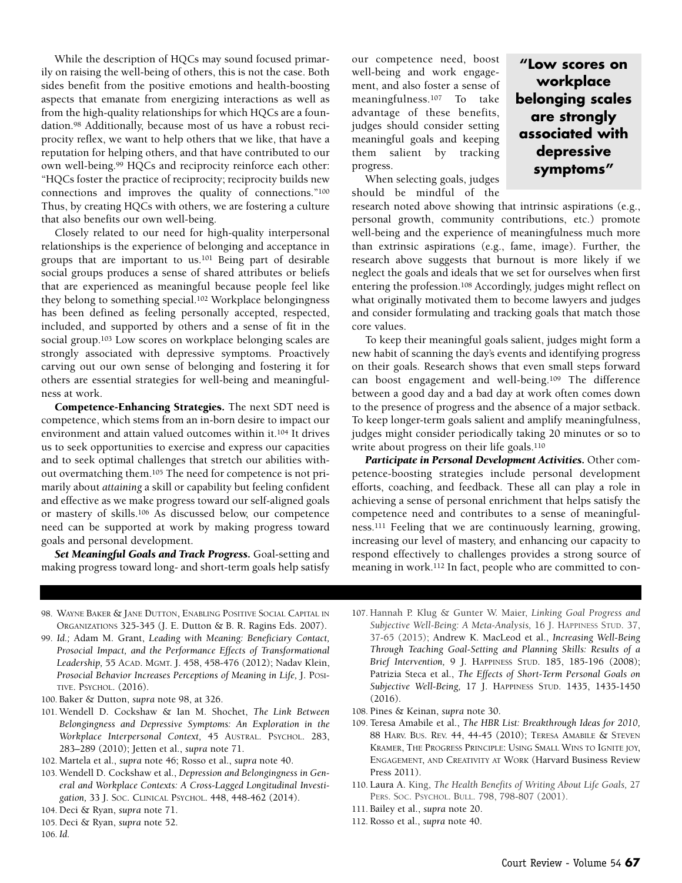While the description of HQCs may sound focused primarily on raising the well-being of others, this is not the case. Both sides benefit from the positive emotions and health-boosting aspects that emanate from energizing interactions as well as from the high-quality relationships for which HQCs are a foundation.[98] Additionally, because most of us have a robust reciprocity reflex, we want to help others that we like, that have a reputation for helping others, and that have contributed to our own well-being.[99] HQCs and reciprocity reinforce each other: "HQCs foster the practice of reciprocity; reciprocity builds new connections and improves the quality of connections."[100] Thus, by creating HQCs with others, we are fostering a culture that also benefits our own well-being.

Closely related to our need for high-quality interpersonal relationships is the experience of belonging and acceptance in groups that are important to us.[101] Being part of desirable social groups produces a sense of shared attributes or beliefs that are experienced as meaningful because people feel like they belong to something special.[102] Workplace belongingness has been defined as feeling personally accepted, respected, included, and supported by others and a sense of fit in the social group.[103] Low scores on workplace belonging scales are strongly associated with depressive symptoms. Proactively carving out our own sense of belonging and fostering it for others are essential strategies for well-being and meaningfulness at work.

**Competence-Enhancing Strategies.** The next SDT need is competence, which stems from an in-born desire to impact our environment and attain valued outcomes within it.[104] It drives us to seek opportunities to exercise and express our capacities and to seek optimal challenges that stretch our abilities without overmatching them.[105] The need for competence is not primarily about *attaining* a skill or capability but feeling confident and effective as we make progress toward our self-aligned goals or mastery of skills.[106] As discussed below, our competence need can be supported at work by making progress toward goals and personal development.

***Set Meaningful Goals and Track Progress.*** Goal-setting and making progress toward long- and short-term goals help satisfy our competence need, boost well-being and work engagement, and also foster a sense of meaningfulness.[107] To take advantage of these benefits, judges should consider setting meaningful goals and keeping them salient by tracking progress.

> **"Low scores on workplace belonging scales are strongly associated with depressive symptoms"**

When selecting goals, judges should be mindful of the research noted above showing that intrinsic aspirations (e.g., personal growth, community contributions, etc.) promote well-being and the experience of meaningfulness much more than extrinsic aspirations (e.g., fame, image). Further, the research above suggests that burnout is more likely if we neglect the goals and ideals that we set for ourselves when first entering the profession.[108] Accordingly, judges might reflect on what originally motivated them to become lawyers and judges and consider formulating and tracking goals that match those core values.

To keep their meaningful goals salient, judges might form a new habit of scanning the day's events and identifying progress on their goals. Research shows that even small steps forward can boost engagement and well-being.[109] The difference between a good day and a bad day at work often comes down to the presence of progress and the absence of a major setback. To keep longer-term goals salient and amplify meaningfulness, judges might consider periodically taking 20 minutes or so to write about progress on their life goals.[110]

***Participate in Personal Development Activities.*** Other competence-boosting strategies include personal development efforts, coaching, and feedback. These all can play a role in achieving a sense of personal enrichment that helps satisfy the competence need and contributes to a sense of meaningfulness.[111] Feeling that we are continuously learning, growing, increasing our level of mastery, and enhancing our capacity to respond effectively to challenges provides a strong source of meaning in work.[112] In fact, people who are committed to con-

---

98. Wayne Baker & Jane Dutton, Enabling Positive Social Capital in Organizations 325-345 (J. E. Dutton & B. R. Ragins Eds. 2007).
99. *Id.;* Adam M. Grant, *Leading with Meaning: Beneficiary Contact, Prosocial Impact, and the Performance Effects of Transformational Leadership,* 55 Acad. Mgmt. J. 458, 458-476 (2012); Nadav Klein, *Prosocial Behavior Increases Perceptions of Meaning in Life,* J. Positive. Psychol. (2016).
100. Baker & Dutton, *supra* note 98, at 326.
101. Wendell D. Cockshaw & Ian M. Shochet, *The Link Between Belongingness and Depressive Symptoms: An Exploration in the Workplace Interpersonal Context,* 45 Austral. Psychol. 283, 283–289 (2010); Jetten et al., *supra* note 71.
102. Martela et al., *supra* note 46; Rosso et al., *supra* note 40.
103. Wendell D. Cockshaw et al., *Depression and Belongingness in General and Workplace Contexts: A Cross-Lagged Longitudinal Investigation,* 33 J. Soc. Clinical Psychol. 448, 448-462 (2014).
104. Deci & Ryan, *supra* note 71.
105. Deci & Ryan, *supra* note 52.
106. *Id.*
107. Hannah P. Klug & Gunter W. Maier, *Linking Goal Progress and Subjective Well-Being: A Meta-Analysis,* 16 J. Happiness Stud. 37, 37-65 (2015); Andrew K. MacLeod et al., *Increasing Well-Being Through Teaching Goal-Setting and Planning Skills: Results of a Brief Intervention,* 9 J. Happiness Stud. 185, 185-196 (2008); Patrizia Steca et al., *The Effects of Short-Term Personal Goals on Subjective Well-Being,* 17 J. Happiness Stud. 1435, 1435-1450 (2016).
108. Pines & Keinan, *supra* note 30.
109. Teresa Amabile et al., *The HBR List: Breakthrough Ideas for 2010,* 88 Harv. Bus. Rev. 44, 44-45 (2010); Teresa Amabile & Steven Kramer, The Progress Principle: Using Small Wins to Ignite joy, Engagement, and Creativity at Work (Harvard Business Review Press 2011).
110. Laura A. King, *The Health Benefits of Writing About Life Goals,* 27 Pers. Soc. Psychol. Bull. 798, 798-807 (2001).
111. Bailey et al., *supra* note 20.
112. Rosso et al., *supra* note 40.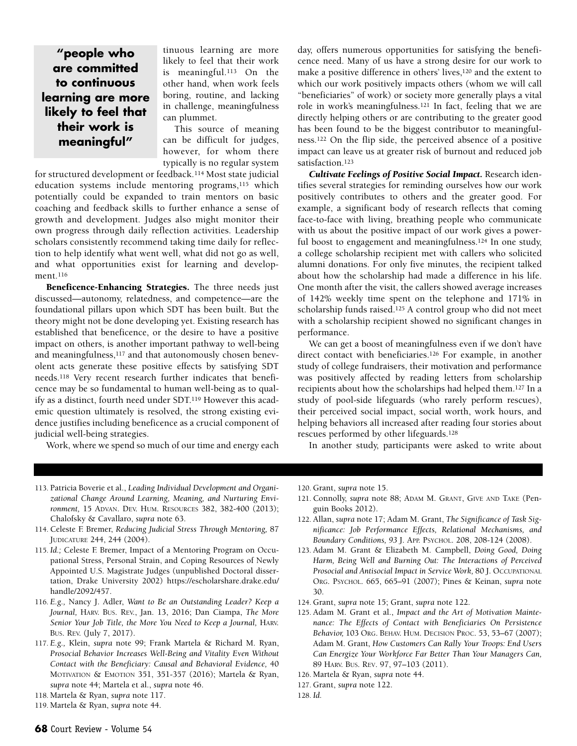> **"people who are committed to continuous learning are more likely to feel that their work is meaningful"**

tinuous learning are more likely to feel that their work is meaningful.[113] On the other hand, when work feels boring, routine, and lacking in challenge, meaningfulness can plummet.

This source of meaning can be difficult for judges, however, for whom there typically is no regular system for structured development or feedback.[114] Most state judicial education systems include mentoring programs,[115] which potentially could be expanded to train mentors on basic coaching and feedback skills to further enhance a sense of growth and development. Judges also might monitor their own progress through daily reflection activities. Leadership scholars consistently recommend taking time daily for reflection to help identify what went well, what did not go as well, and what opportunities exist for learning and development.[116]

**Beneficence-Enhancing Strategies.** The three needs just discussed—autonomy, relatedness, and competence—are the foundational pillars upon which SDT has been built. But the theory might not be done developing yet. Existing research has established that beneficence, or the desire to have a positive impact on others, is another important pathway to well-being and meaningfulness,[117] and that autonomously chosen benevolent acts generate these positive effects by satisfying SDT needs.[118] Very recent research further indicates that beneficence may be so fundamental to human well-being as to qualify as a distinct, fourth need under SDT.[119] However this academic question ultimately is resolved, the strong existing evidence justifies including beneficence as a crucial component of judicial well-being strategies.

Work, where we spend so much of our time and energy each day, offers numerous opportunities for satisfying the beneficence need. Many of us have a strong desire for our work to make a positive difference in others' lives,[120] and the extent to which our work positively impacts others (whom we will call "beneficiaries" of work) or society more generally plays a vital role in work's meaningfulness.[121] In fact, feeling that we are directly helping others or are contributing to the greater good has been found to be the biggest contributor to meaningfulness.[122] On the flip side, the perceived absence of a positive impact can leave us at greater risk of burnout and reduced job satisfaction.[123]

***Cultivate Feelings of Positive Social Impact.*** Research identifies several strategies for reminding ourselves how our work positively contributes to others and the greater good. For example, a significant body of research reflects that coming face-to-face with living, breathing people who communicate with us about the positive impact of our work gives a powerful boost to engagement and meaningfulness.[124] In one study, a college scholarship recipient met with callers who solicited alumni donations. For only five minutes, the recipient talked about how the scholarship had made a difference in his life. One month after the visit, the callers showed average increases of 142% weekly time spent on the telephone and 171% in scholarship funds raised.[125] A control group who did not meet with a scholarship recipient showed no significant changes in performance.

We can get a boost of meaningfulness even if we don't have direct contact with beneficiaries.[126] For example, in another study of college fundraisers, their motivation and performance was positively affected by reading letters from scholarship recipients about how the scholarships had helped them.[127] In a study of pool-side lifeguards (who rarely perform rescues), their perceived social impact, social worth, work hours, and helping behaviors all increased after reading four stories about rescues performed by other lifeguards.[128]

In another study, participants were asked to write about

---

113. Patricia Boverie et al., *Leading Individual Development and Organizational Change Around Learning, Meaning, and Nurturing Environment,* 15 ADVAN. DEV. HUM. RESOURCES 382, 382-400 (2013); Chalofsky & Cavallaro, *supra* note 63.

114. Celeste F. Bremer, *Reducing Judicial Stress Through Mentoring,* 87 JUDICATURE 244, 244 (2004).

115. *Id.;* Celeste F. Bremer, Impact of a Mentoring Program on Occupational Stress, Personal Strain, and Coping Resources of Newly Appointed U.S. Magistrate Judges (unpublished Doctoral dissertation, Drake University 2002) https://escholarshare.drake.edu/handle/2092/457.

116. *E.g.,* Nancy J. Adler, *Want to Be an Outstanding Leader? Keep a Journal,* HARV. BUS. REV., Jan. 13, 2016; Dan Ciampa, *The More Senior Your Job Title, the More You Need to Keep a Journal,* HARV. BUS. REV. (July 7, 2017).

117. *E.g.,* Klein, *supra* note 99; Frank Martela & Richard M. Ryan, *Prosocial Behavior Increases Well-Being and Vitality Even Without Contact with the Beneficiary: Causal and Behavioral Evidence,* 40 MOTIVATION & EMOTION 351, 351-357 (2016); Martela & Ryan, *supra* note 44; Martela et al., *supra* note 46.

118. Martela & Ryan, *supra* note 117.

119. Martela & Ryan, *supra* note 44.

120. Grant, *supra* note 15.

121. Connolly, *supra* note 88; ADAM M. GRANT, GIVE AND TAKE (Penguin Books 2012).

122. Allan, *supra* note 17; Adam M. Grant, *The Significance of Task Significance: Job Performance Effects, Relational Mechanisms, and Boundary Conditions,* 93 J. APP. PSYCHOL. 208, 208-124 (2008).

123. Adam M. Grant & Elizabeth M. Campbell, *Doing Good, Doing Harm, Being Well and Burning Out: The Interactions of Perceived Prosocial and Antisocial Impact in Service Work,* 80 J. OCCUPATIONAL ORG. PSYCHOL. 665, 665–91 (2007); Pines & Keinan, *supra* note 30.

124. Grant, *supra* note 15; Grant, *supra* note 122.

125. Adam M. Grant et al., *Impact and the Art of Motivation Maintenance: The Effects of Contact with Beneficiaries On Persistence Behavior,* 103 ORG. BEHAV. HUM. DECISION PROC. 53, 53–67 (2007); Adam M. Grant, *How Customers Can Rally Your Troops: End Users Can Energize Your Workforce Far Better Than Your Managers Can,* 89 HARV. BUS. REV. 97, 97–103 (2011).

126. Martela & Ryan, *supra* note 44.

127. Grant, *supra* note 122.

128. *Id.*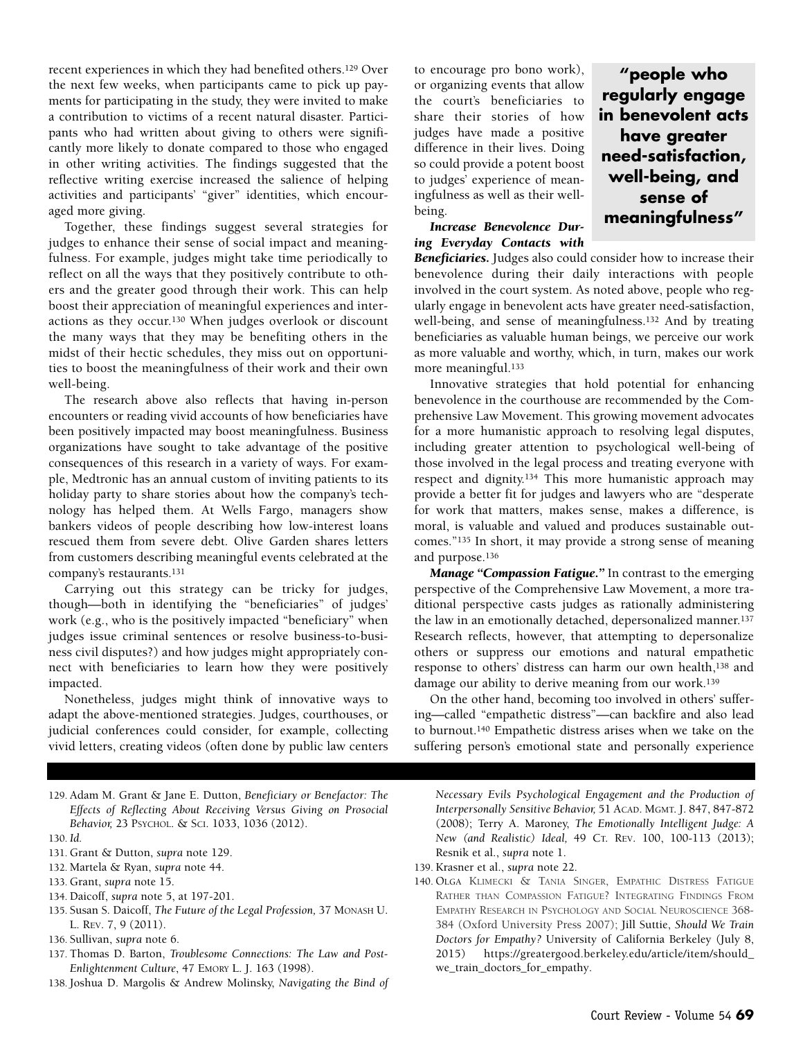recent experiences in which they had benefited others.[129] Over the next few weeks, when participants came to pick up payments for participating in the study, they were invited to make a contribution to victims of a recent natural disaster. Participants who had written about giving to others were significantly more likely to donate compared to those who engaged in other writing activities. The findings suggested that the reflective writing exercise increased the salience of helping activities and participants' "giver" identities, which encouraged more giving.

Together, these findings suggest several strategies for judges to enhance their sense of social impact and meaningfulness. For example, judges might take time periodically to reflect on all the ways that they positively contribute to others and the greater good through their work. This can help boost their appreciation of meaningful experiences and interactions as they occur.[130] When judges overlook or discount the many ways that they may be benefiting others in the midst of their hectic schedules, they miss out on opportunities to boost the meaningfulness of their work and their own well-being.

The research above also reflects that having in-person encounters or reading vivid accounts of how beneficiaries have been positively impacted may boost meaningfulness. Business organizations have sought to take advantage of the positive consequences of this research in a variety of ways. For example, Medtronic has an annual custom of inviting patients to its holiday party to share stories about how the company's technology has helped them. At Wells Fargo, managers show bankers videos of people describing how low-interest loans rescued them from severe debt. Olive Garden shares letters from customers describing meaningful events celebrated at the company's restaurants.[131]

Carrying out this strategy can be tricky for judges, though—both in identifying the "beneficiaries" of judges' work (e.g., who is the positively impacted "beneficiary" when judges issue criminal sentences or resolve business-to-business civil disputes?) and how judges might appropriately connect with beneficiaries to learn how they were positively impacted.

Nonetheless, judges might think of innovative ways to adapt the above-mentioned strategies. Judges, courthouses, or judicial conferences could consider, for example, collecting vivid letters, creating videos (often done by public law centers to encourage pro bono work), or organizing events that allow the court's beneficiaries to share their stories of how judges have made a positive difference in their lives. Doing so could provide a potent boost to judges' experience of meaningfulness as well as their well-being.

> **"people who regularly engage in benevolent acts have greater need-satisfaction, well-being, and sense of meaningfulness"**

***Increase Benevolence During Everyday Contacts with Beneficiaries.*** Judges also could consider how to increase their benevolence during their daily interactions with people involved in the court system. As noted above, people who regularly engage in benevolent acts have greater need-satisfaction, well-being, and sense of meaningfulness.[132] And by treating beneficiaries as valuable human beings, we perceive our work as more valuable and worthy, which, in turn, makes our work more meaningful.[133]

Innovative strategies that hold potential for enhancing benevolence in the courthouse are recommended by the Comprehensive Law Movement. This growing movement advocates for a more humanistic approach to resolving legal disputes, including greater attention to psychological well-being of those involved in the legal process and treating everyone with respect and dignity.[134] This more humanistic approach may provide a better fit for judges and lawyers who are "desperate for work that matters, makes sense, makes a difference, is moral, is valuable and valued and produces sustainable outcomes."[135] In short, it may provide a strong sense of meaning and purpose.[136]

***Manage "Compassion Fatigue."*** In contrast to the emerging perspective of the Comprehensive Law Movement, a more traditional perspective casts judges as rationally administering the law in an emotionally detached, depersonalized manner.[137] Research reflects, however, that attempting to depersonalize others or suppress our emotions and natural empathetic response to others' distress can harm our own health,[138] and damage our ability to derive meaning from our work.[139]

On the other hand, becoming too involved in others' suffering—called "empathetic distress"—can backfire and also lead to burnout.[140] Empathetic distress arises when we take on the suffering person's emotional state and personally experience

---

129. Adam M. Grant & Jane E. Dutton, *Beneficiary or Benefactor: The Effects of Reflecting About Receiving Versus Giving on Prosocial Behavior,* 23 Psychol. & Sci. 1033, 1036 (2012).
130. *Id.*
131. Grant & Dutton, *supra* note 129.
132. Martela & Ryan, *supra* note 44.
133. Grant, *supra* note 15.
134. Daicoff, *supra* note 5, at 197-201.
135. Susan S. Daicoff, *The Future of the Legal Profession,* 37 Monash U. L. Rev. 7, 9 (2011).
136. Sullivan, *supra* note 6.
137. Thomas D. Barton, *Troublesome Connections: The Law and Post-Enlightenment Culture*, 47 Emory L. J. 163 (1998).
138. Joshua D. Margolis & Andrew Molinsky, *Navigating the Bind of Necessary Evils Psychological Engagement and the Production of Interpersonally Sensitive Behavior,* 51 Acad. Mgmt. J. 847, 847-872 (2008); Terry A. Maroney, *The Emotionally Intelligent Judge: A New (and Realistic) Ideal,* 49 Ct. Rev. 100, 100-113 (2013); Resnik et al., *supra* note 1.
139. Krasner et al., *supra* note 22.
140. Olga Klimecki & Tania Singer, Empathic Distress Fatigue Rather than Compassion Fatigue? Integrating Findings From Empathy Research in Psychology and Social Neuroscience 368-384 (Oxford University Press 2007); Jill Suttie, *Should We Train Doctors for Empathy?* University of California Berkeley (July 8, 2015) https://greatergood.berkeley.edu/article/item/should_we_train_doctors_for_empathy.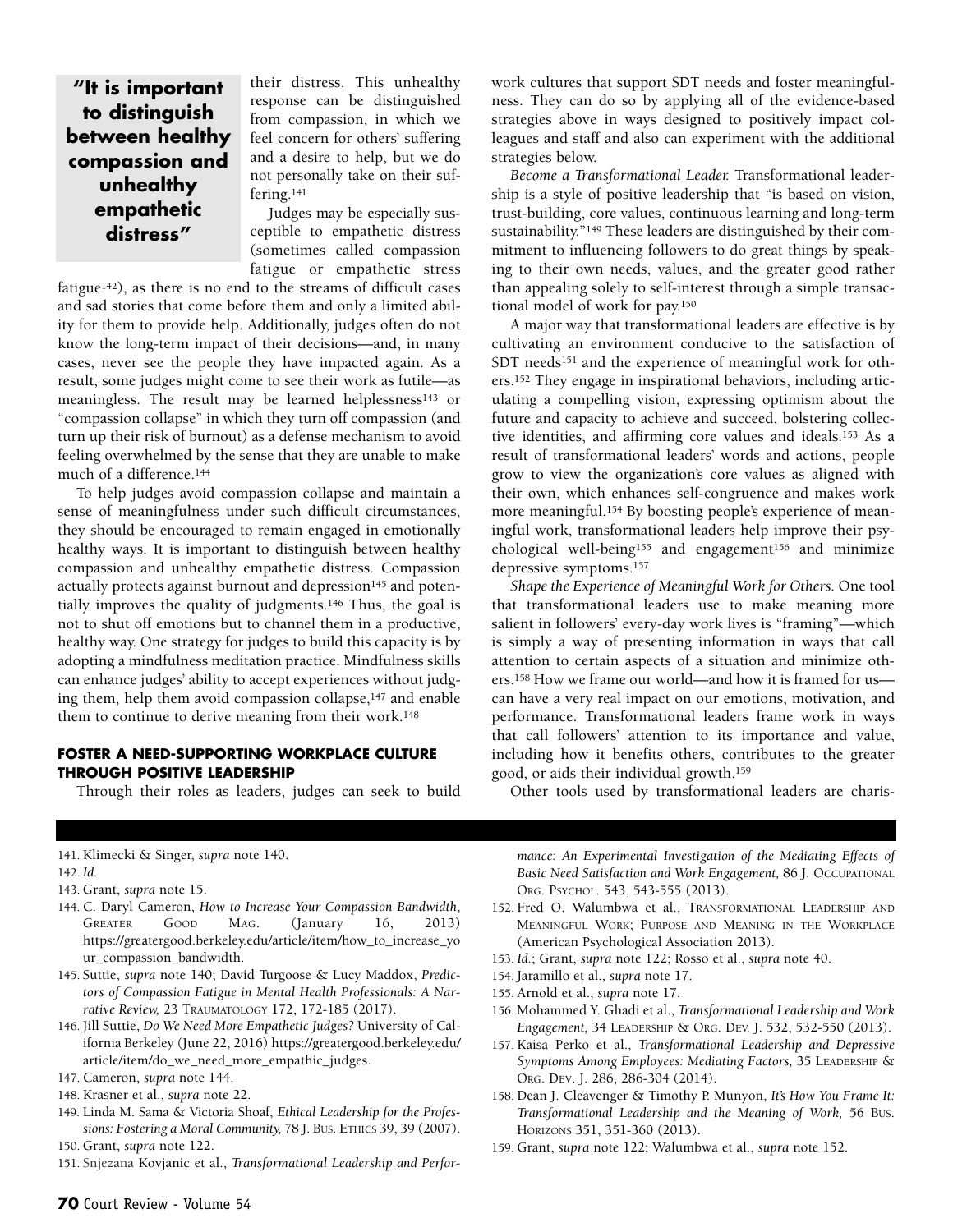> **"It is important to distinguish between healthy compassion and unhealthy empathetic distress"**

their distress. This unhealthy response can be distinguished from compassion, in which we feel concern for others' suffering and a desire to help, but we do not personally take on their suffering.[141]

Judges may be especially susceptible to empathetic distress (sometimes called compassion fatigue or empathetic stress fatigue[142]), as there is no end to the streams of difficult cases and sad stories that come before them and only a limited ability for them to provide help. Additionally, judges often do not know the long-term impact of their decisions—and, in many cases, never see the people they have impacted again. As a result, some judges might come to see their work as futile—as meaningless. The result may be learned helplessness[143] or "compassion collapse" in which they turn off compassion (and turn up their risk of burnout) as a defense mechanism to avoid feeling overwhelmed by the sense that they are unable to make much of a difference.[144]

To help judges avoid compassion collapse and maintain a sense of meaningfulness under such difficult circumstances, they should be encouraged to remain engaged in emotionally healthy ways. It is important to distinguish between healthy compassion and unhealthy empathetic distress. Compassion actually protects against burnout and depression[145] and potentially improves the quality of judgments.[146] Thus, the goal is not to shut off emotions but to channel them in a productive, healthy way. One strategy for judges to build this capacity is by adopting a mindfulness meditation practice. Mindfulness skills can enhance judges' ability to accept experiences without judging them, help them avoid compassion collapse,[147] and enable them to continue to derive meaning from their work.[148]

### FOSTER A NEED-SUPPORTING WORKPLACE CULTURE THROUGH POSITIVE LEADERSHIP

Through their roles as leaders, judges can seek to build work cultures that support SDT needs and foster meaningfulness. They can do so by applying all of the evidence-based strategies above in ways designed to positively impact colleagues and staff and also can experiment with the additional strategies below.

*Become a Transformational Leader.* Transformational leadership is a style of positive leadership that "is based on vision, trust-building, core values, continuous learning and long-term sustainability."[149] These leaders are distinguished by their commitment to influencing followers to do great things by speaking to their own needs, values, and the greater good rather than appealing solely to self-interest through a simple transactional model of work for pay.[150]

A major way that transformational leaders are effective is by cultivating an environment conducive to the satisfaction of SDT needs[151] and the experience of meaningful work for others.[152] They engage in inspirational behaviors, including articulating a compelling vision, expressing optimism about the future and capacity to achieve and succeed, bolstering collective identities, and affirming core values and ideals.[153] As a result of transformational leaders' words and actions, people grow to view the organization's core values as aligned with their own, which enhances self-congruence and makes work more meaningful.[154] By boosting people's experience of meaningful work, transformational leaders help improve their psychological well-being[155] and engagement[156] and minimize depressive symptoms.[157]

*Shape the Experience of Meaningful Work for Others.* One tool that transformational leaders use to make meaning more salient in followers' every-day work lives is "framing"—which is simply a way of presenting information in ways that call attention to certain aspects of a situation and minimize others.[158] How we frame our world—and how it is framed for us—can have a very real impact on our emotions, motivation, and performance. Transformational leaders frame work in ways that call followers' attention to its importance and value, including how it benefits others, contributes to the greater good, or aids their individual growth.[159]

Other tools used by transformational leaders are charis-

---

141. Klimecki & Singer, *supra* note 140.
142. *Id.*
143. Grant, *supra* note 15.
144. C. Daryl Cameron, *How to Increase Your Compassion Bandwidth*, GREATER GOOD MAG. (January 16, 2013) https://greatergood.berkeley.edu/article/item/how_to_increase_your_compassion_bandwidth.
145. Suttie, *supra* note 140; David Turgoose & Lucy Maddox, *Predictors of Compassion Fatigue in Mental Health Professionals: A Narrative Review,* 23 TRAUMATOLOGY 172, 172-185 (2017).
146. Jill Suttie, *Do We Need More Empathetic Judges?* University of California Berkeley (June 22, 2016) https://greatergood.berkeley.edu/article/item/do_we_need_more_empathic_judges.
147. Cameron, *supra* note 144.
148. Krasner et al., *supra* note 22.
149. Linda M. Sama & Victoria Shoaf, *Ethical Leadership for the Professions: Fostering a Moral Community,* 78 J. BUS. ETHICS 39, 39 (2007).
150. Grant, *supra* note 122.
151. Snjezana Kovjanic et al., *Transformational Leadership and Performance: An Experimental Investigation of the Mediating Effects of Basic Need Satisfaction and Work Engagement,* 86 J. OCCUPATIONAL ORG. PSYCHOL. 543, 543-555 (2013).
152. Fred O. Walumbwa et al., TRANSFORMATIONAL LEADERSHIP AND MEANINGFUL WORK; PURPOSE AND MEANING IN THE WORKPLACE (American Psychological Association 2013).
153. *Id.*; Grant, *supra* note 122; Rosso et al., *supra* note 40.
154. Jaramillo et al., *supra* note 17.
155. Arnold et al., *supra* note 17.
156. Mohammed Y. Ghadi et al., *Transformational Leadership and Work Engagement,* 34 LEADERSHIP & ORG. DEV. J. 532, 532-550 (2013).
157. Kaisa Perko et al., *Transformational Leadership and Depressive Symptoms Among Employees: Mediating Factors,* 35 LEADERSHIP & ORG. DEV. J. 286, 286-304 (2014).
158. Dean J. Cleavenger & Timothy P. Munyon, *It's How You Frame It: Transformational Leadership and the Meaning of Work,* 56 BUS. HORIZONS 351, 351-360 (2013).
159. Grant, *supra* note 122; Walumbwa et al., *supra* note 152.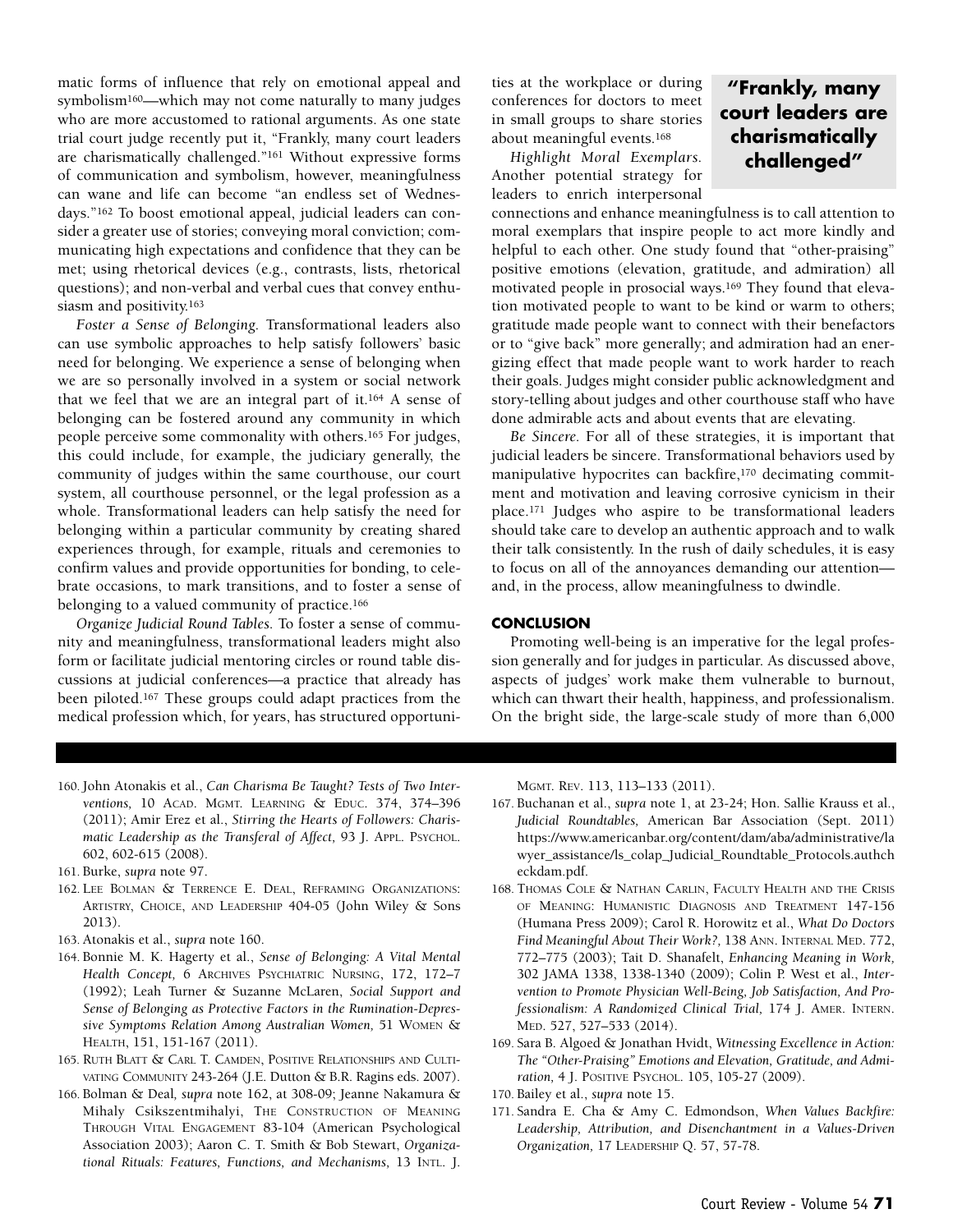matic forms of influence that rely on emotional appeal and symbolism[160]—which may not come naturally to many judges who are more accustomed to rational arguments. As one state trial court judge recently put it, "Frankly, many court leaders are charismatically challenged."[161] Without expressive forms of communication and symbolism, however, meaningfulness can wane and life can become "an endless set of Wednesdays."[162] To boost emotional appeal, judicial leaders can consider a greater use of stories; conveying moral conviction; communicating high expectations and confidence that they can be met; using rhetorical devices (e.g., contrasts, lists, rhetorical questions); and non-verbal and verbal cues that convey enthusiasm and positivity.[163]

*Foster a Sense of Belonging.* Transformational leaders also can use symbolic approaches to help satisfy followers' basic need for belonging. We experience a sense of belonging when we are so personally involved in a system or social network that we feel that we are an integral part of it.[164] A sense of belonging can be fostered around any community in which people perceive some commonality with others.[165] For judges, this could include, for example, the judiciary generally, the community of judges within the same courthouse, our court system, all courthouse personnel, or the legal profession as a whole. Transformational leaders can help satisfy the need for belonging within a particular community by creating shared experiences through, for example, rituals and ceremonies to confirm values and provide opportunities for bonding, to celebrate occasions, to mark transitions, and to foster a sense of belonging to a valued community of practice.[166]

*Organize Judicial Round Tables.* To foster a sense of community and meaningfulness, transformational leaders might also form or facilitate judicial mentoring circles or round table discussions at judicial conferences—a practice that already has been piloted.[167] These groups could adapt practices from the medical profession which, for years, has structured opportunities at the workplace or during conferences for doctors to meet in small groups to share stories about meaningful events.[168]

> **"Frankly, many court leaders are charismatically challenged"**

*Highlight Moral Exemplars.* Another potential strategy for leaders to enrich interpersonal connections and enhance meaningfulness is to call attention to moral exemplars that inspire people to act more kindly and helpful to each other. One study found that "other-praising" positive emotions (elevation, gratitude, and admiration) all motivated people in prosocial ways.[169] They found that elevation motivated people to want to be kind or warm to others; gratitude made people want to connect with their benefactors or to "give back" more generally; and admiration had an energizing effect that made people want to work harder to reach their goals. Judges might consider public acknowledgment and story-telling about judges and other courthouse staff who have done admirable acts and about events that are elevating.

*Be Sincere.* For all of these strategies, it is important that judicial leaders be sincere. Transformational behaviors used by manipulative hypocrites can backfire,[170] decimating commitment and motivation and leaving corrosive cynicism in their place.[171] Judges who aspire to be transformational leaders should take care to develop an authentic approach and to walk their talk consistently. In the rush of daily schedules, it is easy to focus on all of the annoyances demanding our attention—and, in the process, allow meaningfulness to dwindle.

## CONCLUSION

Promoting well-being is an imperative for the legal profession generally and for judges in particular. As discussed above, aspects of judges' work make them vulnerable to burnout, which can thwart their health, happiness, and professionalism. On the bright side, the large-scale study of more than 6,000

---

160. John Atonakis et al., *Can Charisma Be Taught? Tests of Two Interventions,* 10 Acad. Mgmt. Learning & Educ. 374, 374–396 (2011); Amir Erez et al., *Stirring the Hearts of Followers: Charismatic Leadership as the Transferal of Affect,* 93 J. Appl. Psychol. 602, 602-615 (2008).

161. Burke, *supra* note 97.

162. Lee Bolman & Terrence E. Deal, Reframing Organizations: Artistry, Choice, and Leadership 404-05 (John Wiley & Sons 2013).

163. Atonakis et al., *supra* note 160.

164. Bonnie M. K. Hagerty et al., *Sense of Belonging: A Vital Mental Health Concept,* 6 Archives Psychiatric Nursing, 172, 172–7 (1992); Leah Turner & Suzanne McLaren, *Social Support and Sense of Belonging as Protective Factors in the Rumination-Depressive Symptoms Relation Among Australian Women,* 51 Women & Health, 151, 151-167 (2011).

165. Ruth Blatt & Carl T. Camden, Positive Relationships and Cultivating Community 243-264 (J.E. Dutton & B.R. Ragins eds. 2007).

166. Bolman & Deal, *supra* note 162, at 308-09; Jeanne Nakamura & Mihaly Csikszentmihalyi, The Construction of Meaning Through Vital Engagement 83-104 (American Psychological Association 2003); Aaron C. T. Smith & Bob Stewart, *Organizational Rituals: Features, Functions, and Mechanisms,* 13 Intl. J. Mgmt. Rev. 113, 113–133 (2011).

167. Buchanan et al., *supra* note 1, at 23-24; Hon. Sallie Krauss et al., *Judicial Roundtables,* American Bar Association (Sept. 2011) https://www.americanbar.org/content/dam/aba/administrative/lawyer_assistance/ls_colap_Judicial_Roundtable_Protocols.authcheckdam.pdf.

168. Thomas Cole & Nathan Carlin, Faculty Health and the Crisis of Meaning: Humanistic Diagnosis and Treatment 147-156 (Humana Press 2009); Carol R. Horowitz et al., *What Do Doctors Find Meaningful About Their Work?,* 138 Ann. Internal Med. 772, 772–775 (2003); Tait D. Shanafelt, *Enhancing Meaning in Work,* 302 JAMA 1338, 1338-1340 (2009); Colin P. West et al., *Intervention to Promote Physician Well-Being, Job Satisfaction, And Professionalism: A Randomized Clinical Trial,* 174 J. Amer. Intern. Med. 527, 527–533 (2014).

169. Sara B. Algoed & Jonathan Hvidt, *Witnessing Excellence in Action: The "Other-Praising" Emotions and Elevation, Gratitude, and Admiration,* 4 J. Positive Psychol. 105, 105-27 (2009).

170. Bailey et al., *supra* note 15.

171. Sandra E. Cha & Amy C. Edmondson, *When Values Backfire: Leadership, Attribution, and Disenchantment in a Values-Driven Organization,* 17 Leadership Q. 57, 57-78.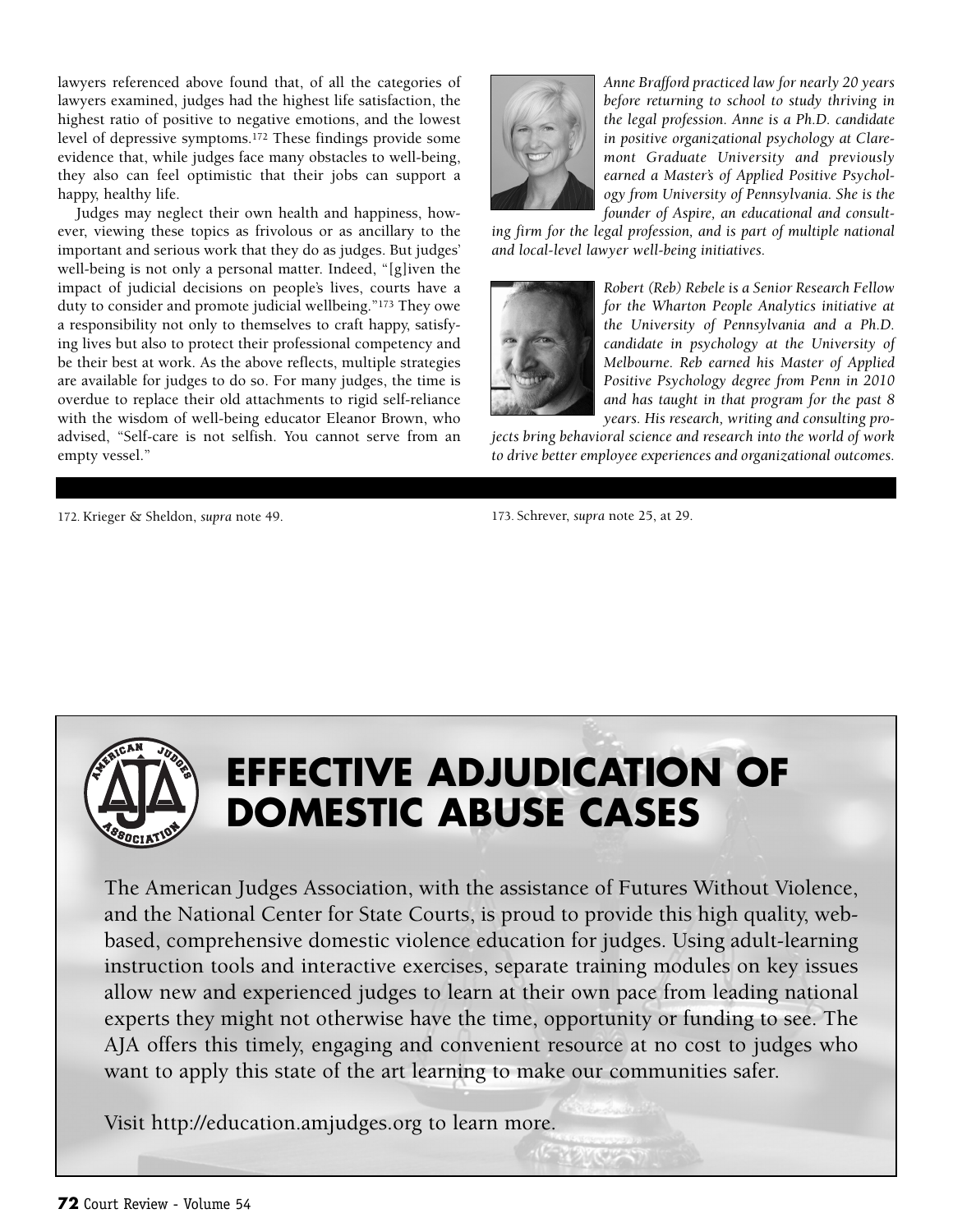lawyers referenced above found that, of all the categories of lawyers examined, judges had the highest life satisfaction, the highest ratio of positive to negative emotions, and the lowest level of depressive symptoms.[172] These findings provide some evidence that, while judges face many obstacles to well-being, they also can feel optimistic that their jobs can support a happy, healthy life.

Judges may neglect their own health and happiness, however, viewing these topics as frivolous or as ancillary to the important and serious work that they do as judges. But judges' well-being is not only a personal matter. Indeed, "[g]iven the impact of judicial decisions on people's lives, courts have a duty to consider and promote judicial wellbeing."[173] They owe a responsibility not only to themselves to craft happy, satisfying lives but also to protect their professional competency and be their best at work. As the above reflects, multiple strategies are available for judges to do so. For many judges, the time is overdue to replace their old attachments to rigid self-reliance with the wisdom of well-being educator Eleanor Brown, who advised, "Self-care is not selfish. You cannot serve from an empty vessel."

*Anne Brafford practiced law for nearly 20 years before returning to school to study thriving in the legal profession. Anne is a Ph.D. candidate in positive organizational psychology at Claremont Graduate University and previously earned a Master's of Applied Positive Psychology from University of Pennsylvania. She is the founder of Aspire, an educational and consulting firm for the legal profession, and is part of multiple national and local-level lawyer well-being initiatives.*

*Robert (Reb) Rebele is a Senior Research Fellow for the Wharton People Analytics initiative at the University of Pennsylvania and a Ph.D. candidate in psychology at the University of Melbourne. Reb earned his Master of Applied Positive Psychology degree from Penn in 2010 and has taught in that program for the past 8 years. His research, writing and consulting projects bring behavioral science and research into the world of work to drive better employee experiences and organizational outcomes.*

172. Krieger & Sheldon, *supra* note 49.

173. Schrever, *supra* note 25, at 29.

# EFFECTIVE ADJUDICATION OF DOMESTIC ABUSE CASES

The American Judges Association, with the assistance of Futures Without Violence, and the National Center for State Courts, is proud to provide this high quality, web-based, comprehensive domestic violence education for judges. Using adult-learning instruction tools and interactive exercises, separate training modules on key issues allow new and experienced judges to learn at their own pace from leading national experts they might not otherwise have the time, opportunity or funding to see. The AJA offers this timely, engaging and convenient resource at no cost to judges who want to apply this state of the art learning to make our communities safer.

Visit http://education.amjudges.org to learn more.